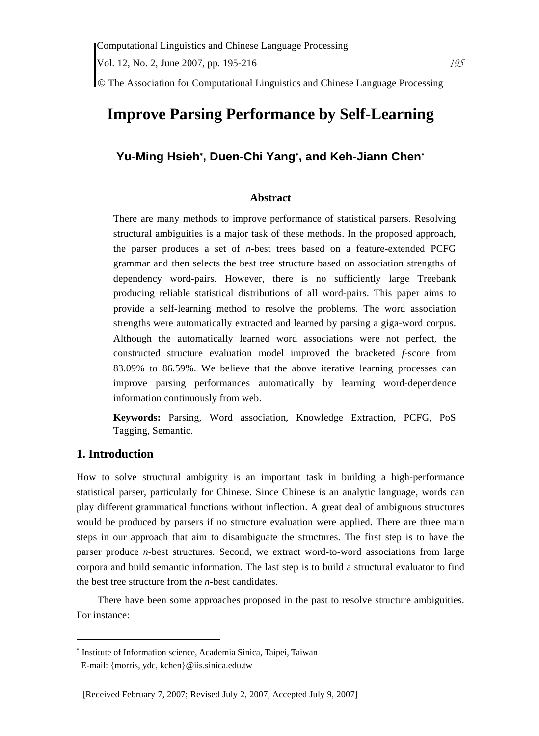# Improve Parsing Performance by Self-Learning

**Yu-Ming Hsieh[\*], Duen-Chi Yang[\*], and Keh-Jiann Chen[\*]**

## Abstract

There are many methods to improve performance of statistical parsers. Resolving structural ambiguities is a major task of these methods. In the proposed approach, the parser produces a set of *n*-best trees based on a feature-extended PCFG grammar and then selects the best tree structure based on association strengths of dependency word-pairs. However, there is no sufficiently large Treebank producing reliable statistical distributions of all word-pairs. This paper aims to provide a self-learning method to resolve the problems. The word association strengths were automatically extracted and learned by parsing a giga-word corpus. Although the automatically learned word associations were not perfect, the constructed structure evaluation model improved the bracketed *f*-score from 83.09% to 86.59%. We believe that the above iterative learning processes can improve parsing performances automatically by learning word-dependence information continuously from web.

**Keywords:** Parsing, Word association, Knowledge Extraction, PCFG, PoS Tagging, Semantic.

## 1. Introduction

How to solve structural ambiguity is an important task in building a high-performance statistical parser, particularly for Chinese. Since Chinese is an analytic language, words can play different grammatical functions without inflection. A great deal of ambiguous structures would be produced by parsers if no structure evaluation were applied. There are three main steps in our approach that aim to disambiguate the structures. The first step is to have the parser produce *n*-best structures. Second, we extract word-to-word associations from large corpora and build semantic information. The last step is to build a structural evaluator to find the best tree structure from the *n*-best candidates.

There have been some approaches proposed in the past to resolve structure ambiguities. For instance:

---

[\*] Institute of Information science, Academia Sinica, Taipei, Taiwan
E-mail: {morris, ydc, kchen}@iis.sinica.edu.tw

[Received February 7, 2007; Revised July 2, 2007; Accepted July 9, 2007]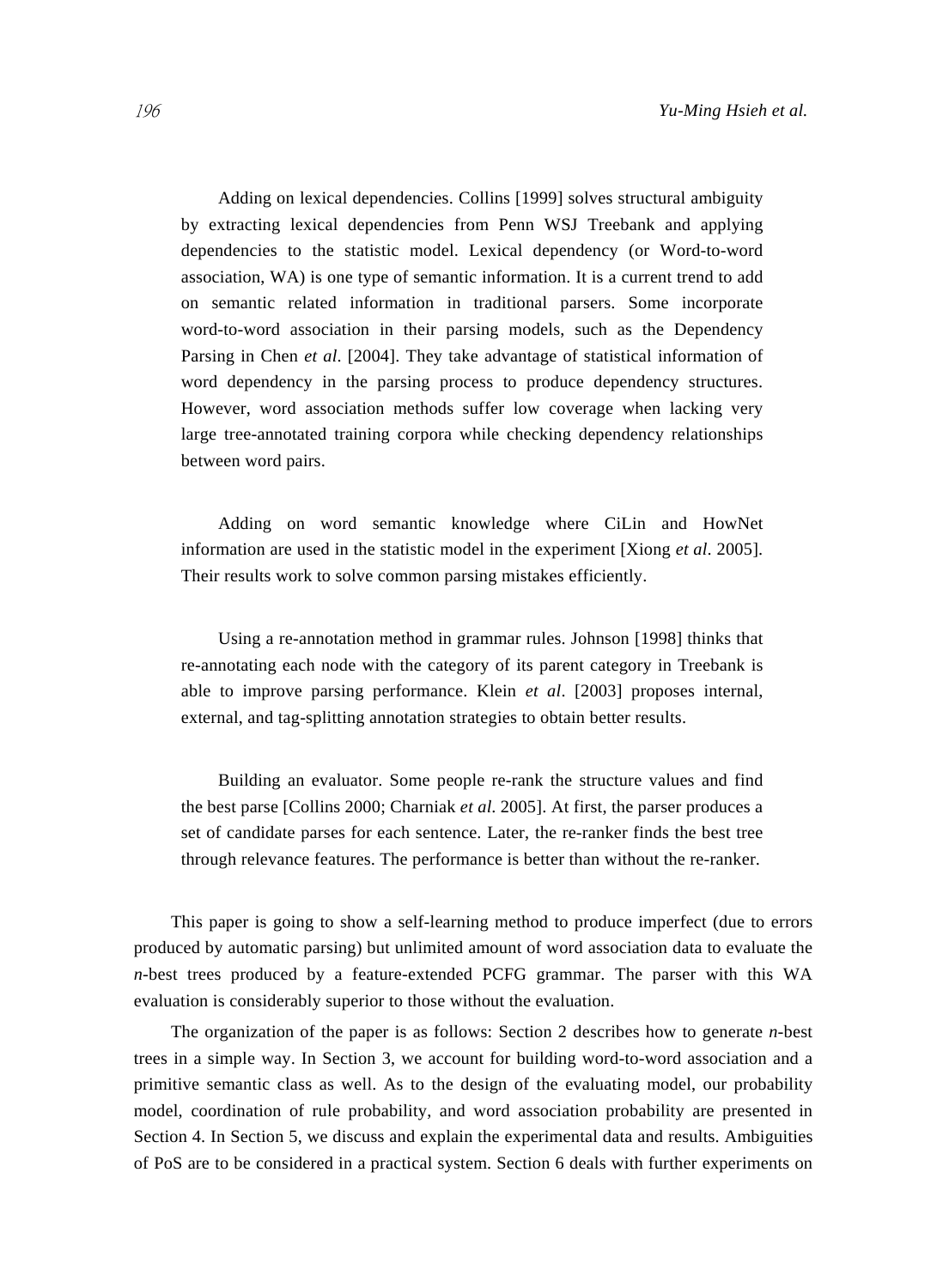Adding on lexical dependencies. Collins [1999] solves structural ambiguity by extracting lexical dependencies from Penn WSJ Treebank and applying dependencies to the statistic model. Lexical dependency (or Word-to-word association, WA) is one type of semantic information. It is a current trend to add on semantic related information in traditional parsers. Some incorporate word-to-word association in their parsing models, such as the Dependency Parsing in Chen *et al*. [2004]. They take advantage of statistical information of word dependency in the parsing process to produce dependency structures. However, word association methods suffer low coverage when lacking very large tree-annotated training corpora while checking dependency relationships between word pairs.

Adding on word semantic knowledge where CiLin and HowNet information are used in the statistic model in the experiment [Xiong *et al*. 2005]. Their results work to solve common parsing mistakes efficiently.

Using a re-annotation method in grammar rules. Johnson [1998] thinks that re-annotating each node with the category of its parent category in Treebank is able to improve parsing performance. Klein *et al*. [2003] proposes internal, external, and tag-splitting annotation strategies to obtain better results.

Building an evaluator. Some people re-rank the structure values and find the best parse [Collins 2000; Charniak *et al*. 2005]. At first, the parser produces a set of candidate parses for each sentence. Later, the re-ranker finds the best tree through relevance features. The performance is better than without the re-ranker.

This paper is going to show a self-learning method to produce imperfect (due to errors produced by automatic parsing) but unlimited amount of word association data to evaluate the *n*-best trees produced by a feature-extended PCFG grammar. The parser with this WA evaluation is considerably superior to those without the evaluation.

The organization of the paper is as follows: Section 2 describes how to generate *n*-best trees in a simple way. In Section 3, we account for building word-to-word association and a primitive semantic class as well. As to the design of the evaluating model, our probability model, coordination of rule probability, and word association probability are presented in Section 4. In Section 5, we discuss and explain the experimental data and results. Ambiguities of PoS are to be considered in a practical system. Section 6 deals with further experiments on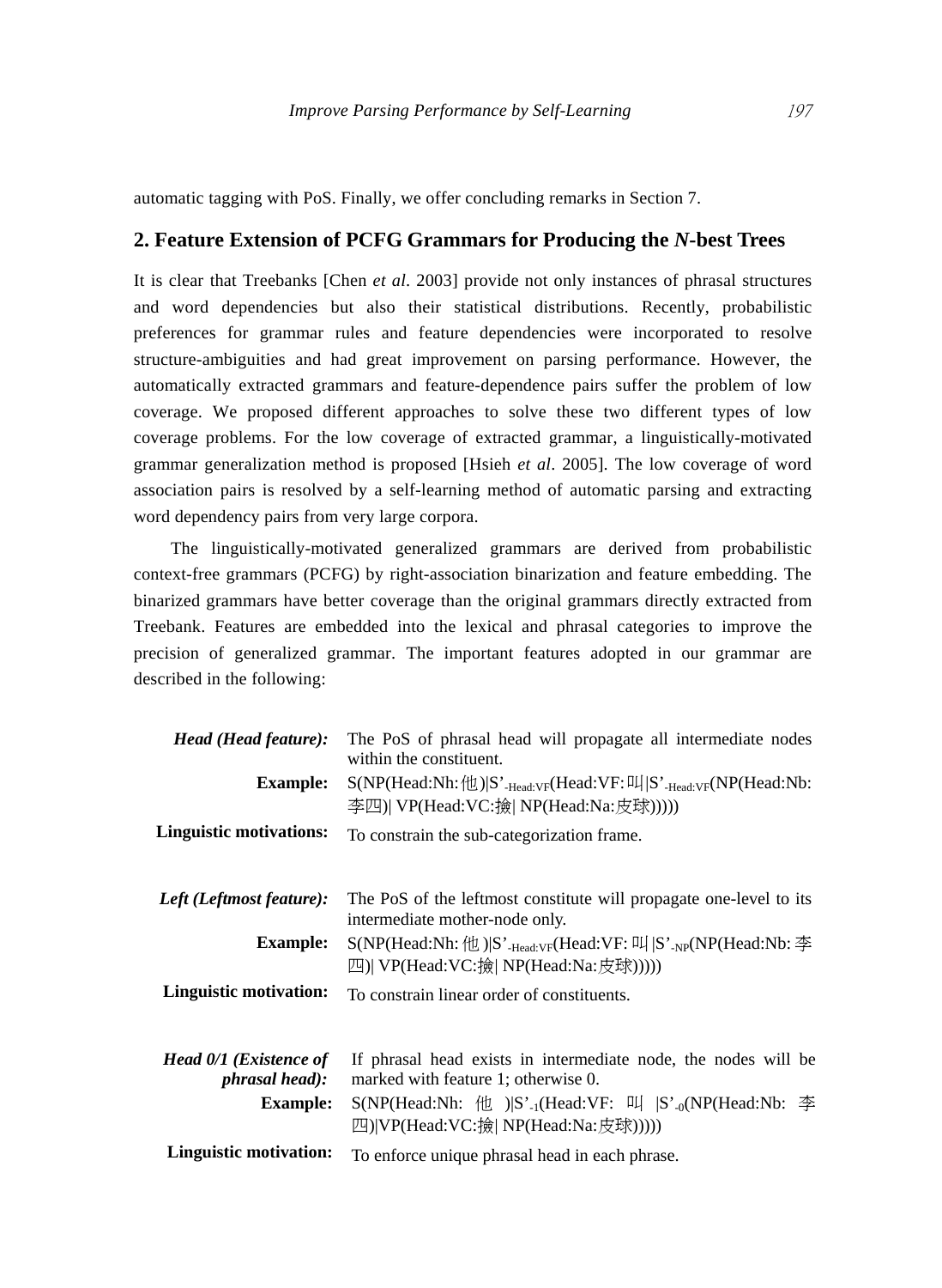automatic tagging with PoS. Finally, we offer concluding remarks in Section 7.

## 2. Feature Extension of PCFG Grammars for Producing the *N*-best Trees

It is clear that Treebanks [Chen *et al*. 2003] provide not only instances of phrasal structures and word dependencies but also their statistical distributions. Recently, probabilistic preferences for grammar rules and feature dependencies were incorporated to resolve structure-ambiguities and had great improvement on parsing performance. However, the automatically extracted grammars and feature-dependence pairs suffer the problem of low coverage. We proposed different approaches to solve these two different types of low coverage problems. For the low coverage of extracted grammar, a linguistically-motivated grammar generalization method is proposed [Hsieh *et al*. 2005]. The low coverage of word association pairs is resolved by a self-learning method of automatic parsing and extracting word dependency pairs from very large corpora.

The linguistically-motivated generalized grammars are derived from probabilistic context-free grammars (PCFG) by right-association binarization and feature embedding. The binarized grammars have better coverage than the original grammars directly extracted from Treebank. Features are embedded into the lexical and phrasal categories to improve the precision of generalized grammar. The important features adopted in our grammar are described in the following:

***Head (Head feature):*** The PoS of phrasal head will propagate all intermediate nodes within the constituent.

**Example:** S(NP(Head:Nh:他)|S'$_{\text{-Head:VF}}$(Head:VF:叫|S'$_{\text{-Head:VF}}$(NP(Head:Nb:李四)| VP(Head:VC:撿| NP(Head:Na:皮球)))))

**Linguistic motivations:** To constrain the sub-categorization frame.

***Left (Leftmost feature):*** The PoS of the leftmost constitute will propagate one-level to its intermediate mother-node only.

**Example:** S(NP(Head:Nh:他)|S'$_{\text{-Head:VF}}$(Head:VF:叫|S'$_{\text{-NP}}$(NP(Head:Nb:李四)| VP(Head:VC:撿| NP(Head:Na:皮球)))))

**Linguistic motivation:** To constrain linear order of constituents.

***Head 0/1 (Existence of phrasal head):*** If phrasal head exists in intermediate node, the nodes will be marked with feature 1; otherwise 0.

**Example:** S(NP(Head:Nh:他)|S'$_{\text{-1}}$(Head:VF:叫|S'$_{\text{-0}}$(NP(Head:Nb:李四)|VP(Head:VC:撿| NP(Head:Na:皮球)))))

**Linguistic motivation:** To enforce unique phrasal head in each phrase.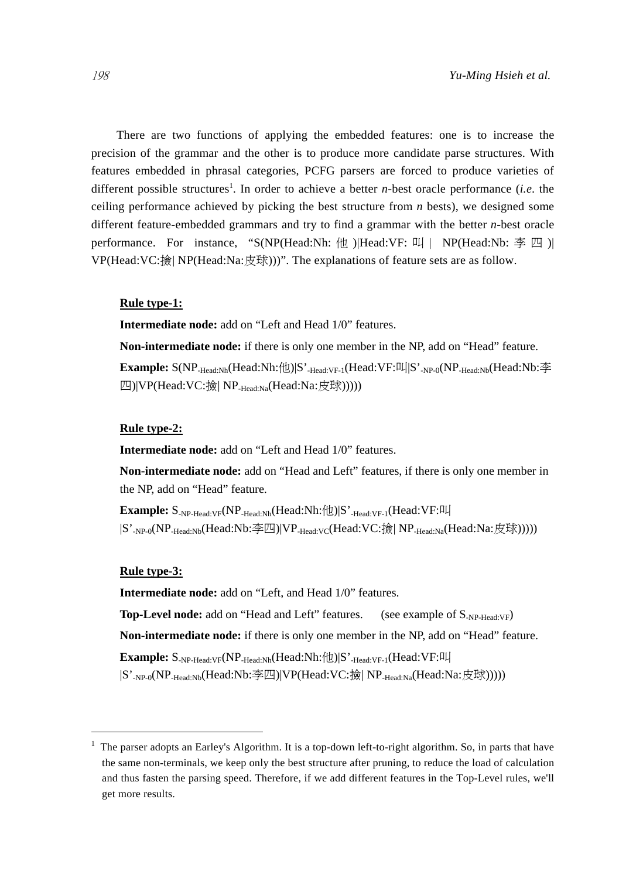There are two functions of applying the embedded features: one is to increase the precision of the grammar and the other is to produce more candidate parse structures. With features embedded in phrasal categories, PCFG parsers are forced to produce varieties of different possible structures[1]. In order to achieve a better *n*-best oracle performance (*i.e*. the ceiling performance achieved by picking the best structure from *n* bests), we designed some different feature-embedded grammars and try to find a grammar with the better *n*-best oracle performance. For instance, "S(NP(Head:Nh: 他 )|Head:VF: 叫 | NP(Head:Nb: 李 四 )| VP(Head:VC:撿| NP(Head:Na:皮球)))". The explanations of feature sets are as follow.

**Rule type-1:**

**Intermediate node:** add on "Left and Head 1/0" features.

**Non-intermediate node:** if there is only one member in the NP, add on "Head" feature.

**Example:** S(NP$_{\text{-Head:Nh}}$(Head:Nh:他)|S'$_{\text{-Head:VF-1}}$(Head:VF:叫|S'$_{\text{-NP-0}}$(NP$_{\text{-Head:Nb}}$(Head:Nb:李四)|VP(Head:VC:撿| NP$_{\text{-Head:Na}}$(Head:Na:皮球)))))

**Rule type-2:**

**Intermediate node:** add on "Left and Head 1/0" features.

**Non-intermediate node:** add on "Head and Left" features, if there is only one member in the NP, add on "Head" feature.

**Example:** S$_{\text{-NP-Head:VF}}$(NP$_{\text{-Head:Nh}}$(Head:Nh:他)|S'$_{\text{-Head:VF-1}}$(Head:VF:叫 |S'$_{\text{-NP-0}}$(NP$_{\text{-Head:Nb}}$(Head:Nb:李四)|VP$_{\text{-Head:VC}}$(Head:VC:撿| NP$_{\text{-Head:Na}}$(Head:Na:皮球)))))

**Rule type-3:**

**Intermediate node:** add on "Left, and Head 1/0" features.

**Top-Level node:** add on "Head and Left" features. (see example of S$_{\text{-NP-Head:VF}}$)

**Non-intermediate node:** if there is only one member in the NP, add on "Head" feature.

**Example:** S$_{\text{-NP-Head:VF}}$(NP$_{\text{-Head:Nh}}$(Head:Nh:他)|S'$_{\text{-Head:VF-1}}$(Head:VF:叫 |S'$_{\text{-NP-0}}$(NP$_{\text{-Head:Nb}}$(Head:Nb:李四)|VP(Head:VC:撿| NP$_{\text{-Head:Na}}$(Head:Na:皮球)))))

---

[1] The parser adopts an Earley's Algorithm. It is a top-down left-to-right algorithm. So, in parts that have the same non-terminals, we keep only the best structure after pruning, to reduce the load of calculation and thus fasten the parsing speed. Therefore, if we add different features in the Top-Level rules, we'll get more results.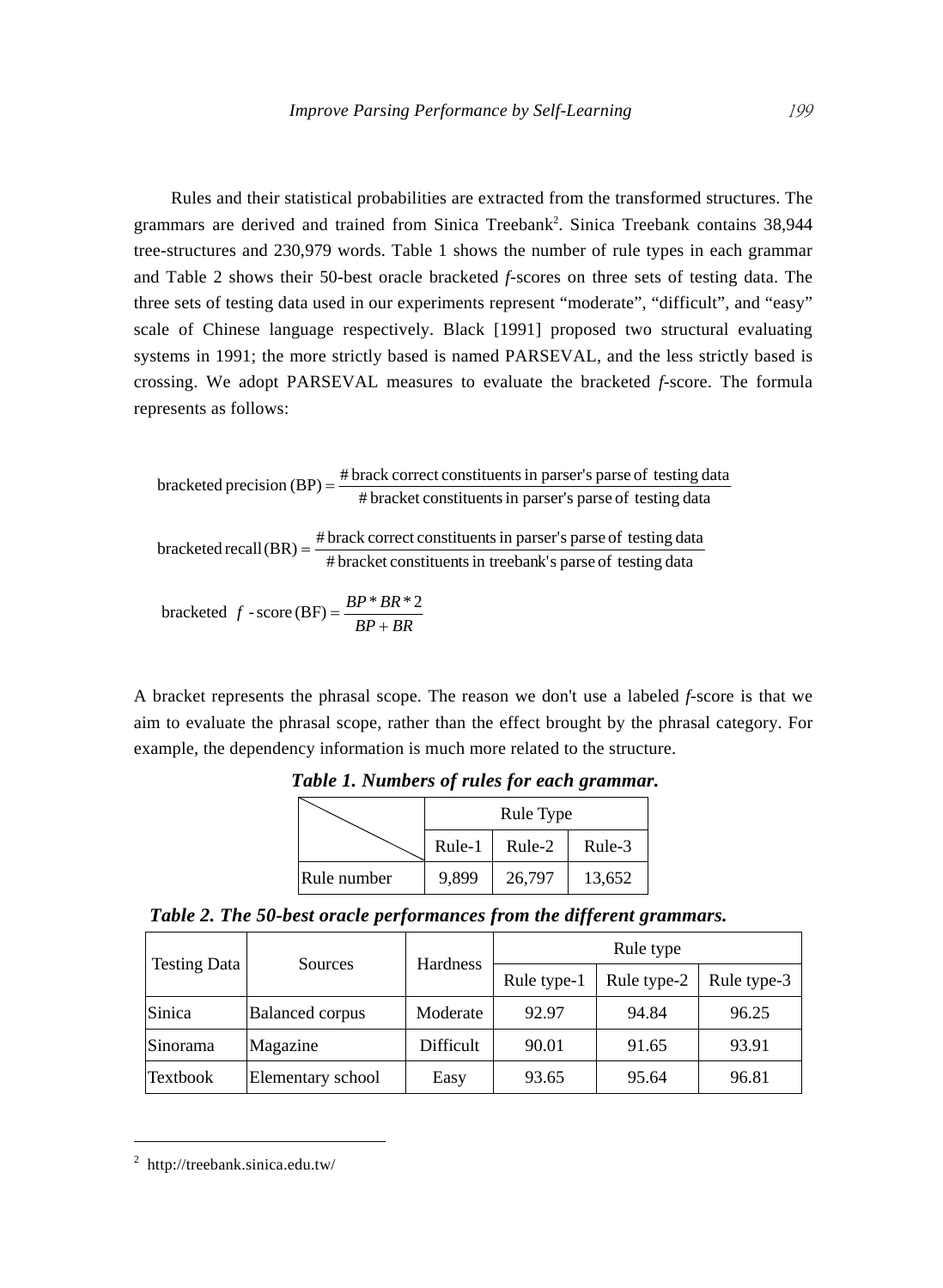Rules and their statistical probabilities are extracted from the transformed structures. The grammars are derived and trained from Sinica Treebank[2]. Sinica Treebank contains 38,944 tree-structures and 230,979 words. Table 1 shows the number of rule types in each grammar and Table 2 shows their 50-best oracle bracketed *f*-scores on three sets of testing data. The three sets of testing data used in our experiments represent "moderate", "difficult", and "easy" scale of Chinese language respectively. Black [1991] proposed two structural evaluating systems in 1991; the more strictly based is named PARSEVAL, and the less strictly based is crossing. We adopt PARSEVAL measures to evaluate the bracketed *f*-score. The formula represents as follows:

$$\text{bracketed precision (BP)} = \frac{\text{\# brack correct constituents in parser's parse of testing data}}{\text{\# bracket constituents in parser's parse of testing data}}$$

$$\text{bracketed recall (BR)} = \frac{\text{\# brack correct constituents in parser's parse of testing data}}{\text{\# bracket constituents in treebank's parse of testing data}}$$

$$\text{bracketed } f\text{-score (BF)} = \frac{BP * BR * 2}{BP + BR}$$

A bracket represents the phrasal scope. The reason we don't use a labeled *f*-score is that we aim to evaluate the phrasal scope, rather than the effect brought by the phrasal category. For example, the dependency information is much more related to the structure.

***Table 1. Numbers of rules for each grammar.***

| | Rule Type | | |
|---|---|---|---|
| | Rule-1 | Rule-2 | Rule-3 |
| Rule number | 9,899 | 26,797 | 13,652 |

***Table 2. The 50-best oracle performances from the different grammars.***

| Testing Data | Sources | Hardness | Rule type | | |
|---|---|---|---|---|---|
| | | | Rule type-1 | Rule type-2 | Rule type-3 |
| Sinica | Balanced corpus | Moderate | 92.97 | 94.84 | 96.25 |
| Sinorama | Magazine | Difficult | 90.01 | 91.65 | 93.91 |
| Textbook | Elementary school | Easy | 93.65 | 95.64 | 96.81 |

[2] http://treebank.sinica.edu.tw/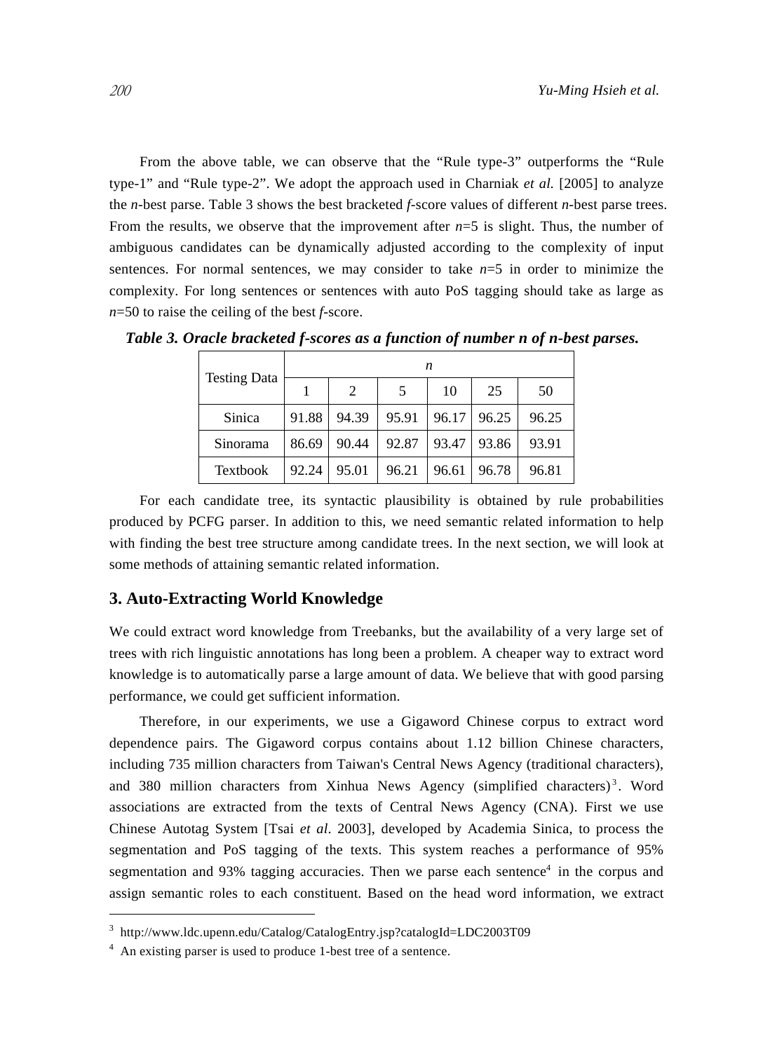From the above table, we can observe that the “Rule type-3” outperforms the “Rule type-1” and “Rule type-2”. We adopt the approach used in Charniak *et al.* [2005] to analyze the *n*-best parse. Table 3 shows the best bracketed *f*-score values of different *n*-best parse trees. From the results, we observe that the improvement after *n*=5 is slight. Thus, the number of ambiguous candidates can be dynamically adjusted according to the complexity of input sentences. For normal sentences, we may consider to take *n*=5 in order to minimize the complexity. For long sentences or sentences with auto PoS tagging should take as large as *n*=50 to raise the ceiling of the best *f*-score.

***Table 3. Oracle bracketed f-scores as a function of number n of n-best parses.***

| Testing Data | *n* | | | | | |
|---|---|---|---|---|---|---|
| | 1 | 2 | 5 | 10 | 25 | 50 |
| Sinica | 91.88 | 94.39 | 95.91 | 96.17 | 96.25 | 96.25 |
| Sinorama | 86.69 | 90.44 | 92.87 | 93.47 | 93.86 | 93.91 |
| Textbook | 92.24 | 95.01 | 96.21 | 96.61 | 96.78 | 96.81 |

For each candidate tree, its syntactic plausibility is obtained by rule probabilities produced by PCFG parser. In addition to this, we need semantic related information to help with finding the best tree structure among candidate trees. In the next section, we will look at some methods of attaining semantic related information.

## 3. Auto-Extracting World Knowledge

We could extract word knowledge from Treebanks, but the availability of a very large set of trees with rich linguistic annotations has long been a problem. A cheaper way to extract word knowledge is to automatically parse a large amount of data. We believe that with good parsing performance, we could get sufficient information.

Therefore, in our experiments, we use a Gigaword Chinese corpus to extract word dependence pairs. The Gigaword corpus contains about 1.12 billion Chinese characters, including 735 million characters from Taiwan's Central News Agency (traditional characters), and 380 million characters from Xinhua News Agency (simplified characters)[3]. Word associations are extracted from the texts of Central News Agency (CNA). First we use Chinese Autotag System [Tsai *et al*. 2003], developed by Academia Sinica, to process the segmentation and PoS tagging of the texts. This system reaches a performance of 95% segmentation and 93% tagging accuracies. Then we parse each sentence[4] in the corpus and assign semantic roles to each constituent. Based on the head word information, we extract

---

[3] http://www.ldc.upenn.edu/Catalog/CatalogEntry.jsp?catalogId=LDC2003T09

[4] An existing parser is used to produce 1-best tree of a sentence.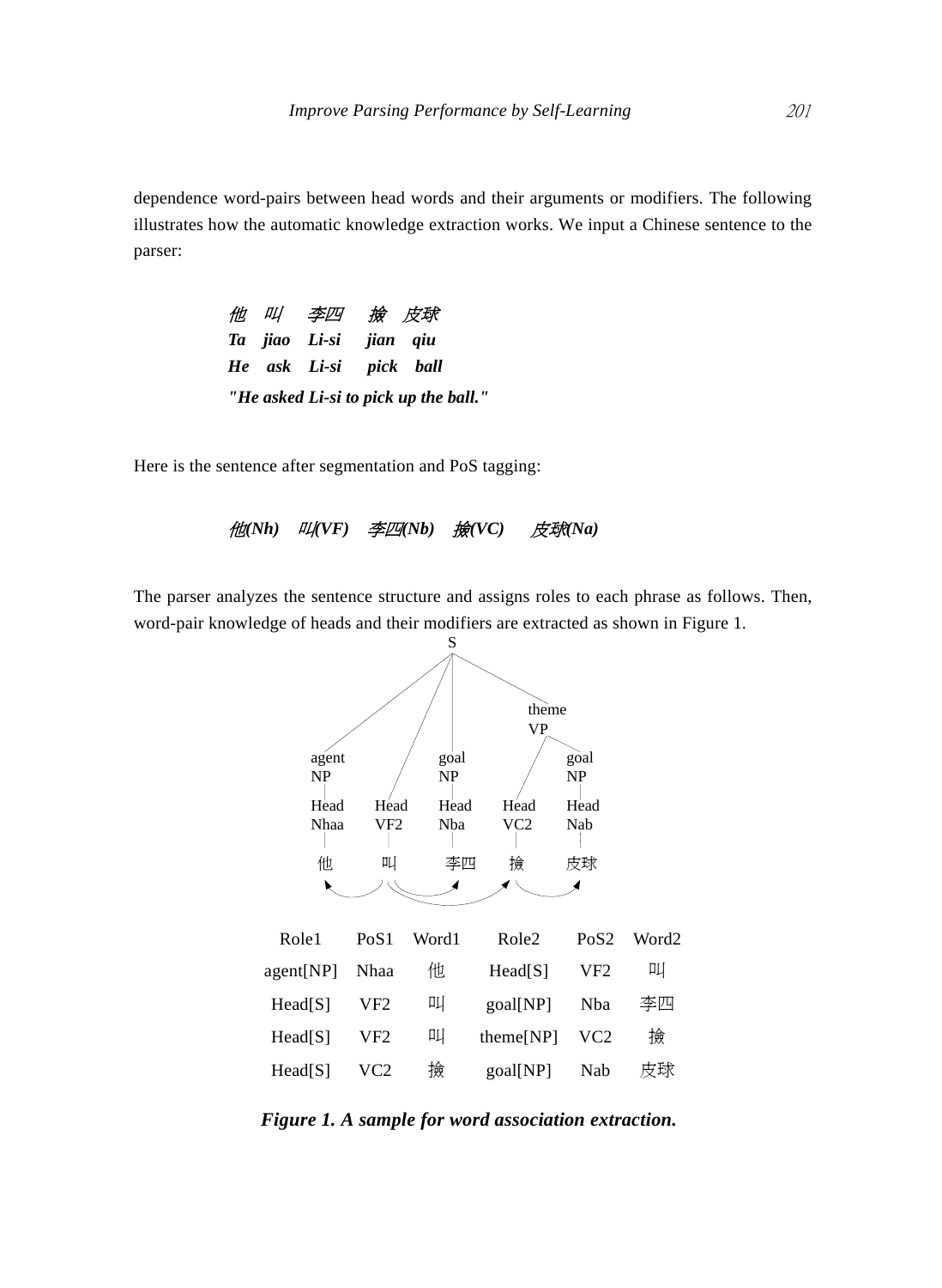dependence word-pairs between head words and their arguments or modifiers. The following illustrates how the automatic knowledge extraction works. We input a Chinese sentence to the parser:

*他　叫　李四　撿　皮球*
***Ta　jiao　Li-si　jian　qiu***
***He　ask　Li-si　pick　ball***
***"He asked Li-si to pick up the ball."***

Here is the sentence after segmentation and PoS tagging:

***他(Nh)　叫(VF)　李四(Nb)　撿(VC)　皮球(Na)***

The parser analyzes the sentence structure and assigns roles to each phrase as follows. Then, word-pair knowledge of heads and their modifiers are extracted as shown in Figure 1.

```
                              S
        ┌──────────┬──────────┼──────────────┐
                                           theme
                                            VP
                                         ┌────┴────┐
   agent                    goal                   goal
    NP                       NP                     NP
    |                        |                      |
   Head        Head         Head        Head       Head
   Nhaa        VF2          Nba         VC2        Nab
    |           |            |           |          |
    他          叫           李四         撿         皮球
```

| Role1 | PoS1 | Word1 | Role2 | PoS2 | Word2 |
|---|---|---|---|---|---|
| agent[NP] | Nhaa | 他 | Head[S] | VF2 | 叫 |
| Head[S] | VF2 | 叫 | goal[NP] | Nba | 李四 |
| Head[S] | VF2 | 叫 | theme[NP] | VC2 | 撿 |
| Head[S] | VC2 | 撿 | goal[NP] | Nab | 皮球 |

***Figure 1. A sample for word association extraction.***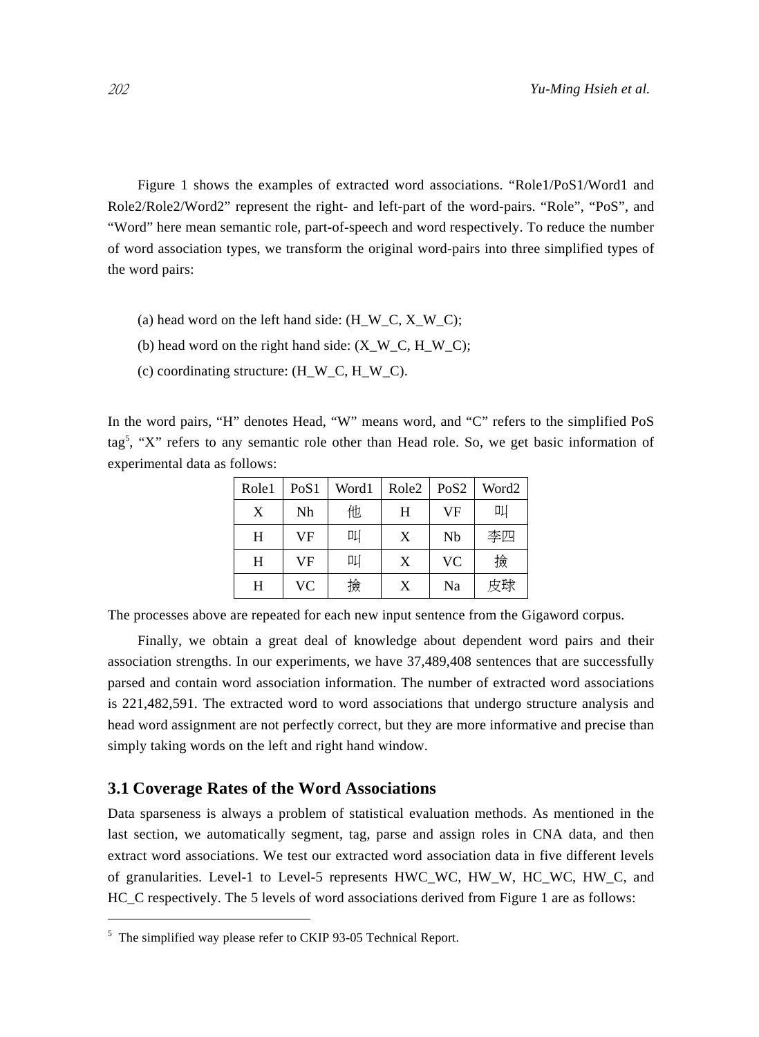Figure 1 shows the examples of extracted word associations. "Role1/PoS1/Word1 and Role2/Role2/Word2" represent the right- and left-part of the word-pairs. "Role", "PoS", and "Word" here mean semantic role, part-of-speech and word respectively. To reduce the number of word association types, we transform the original word-pairs into three simplified types of the word pairs:

(a) head word on the left hand side: (H_W_C, X_W_C);

(b) head word on the right hand side: (X_W_C, H_W_C);

(c) coordinating structure: (H_W_C, H_W_C).

In the word pairs, "H" denotes Head, "W" means word, and "C" refers to the simplified PoS tag[5], "X" refers to any semantic role other than Head role. So, we get basic information of experimental data as follows:

| Role1 | PoS1 | Word1 | Role2 | PoS2 | Word2 |
|---|---|---|---|---|---|
| X | Nh | 他 | H | VF | 叫 |
| H | VF | 叫 | X | Nb | 李四 |
| H | VF | 叫 | X | VC | 撿 |
| H | VC | 撿 | X | Na | 皮球 |

The processes above are repeated for each new input sentence from the Gigaword corpus.

Finally, we obtain a great deal of knowledge about dependent word pairs and their association strengths. In our experiments, we have 37,489,408 sentences that are successfully parsed and contain word association information. The number of extracted word associations is 221,482,591. The extracted word to word associations that undergo structure analysis and head word assignment are not perfectly correct, but they are more informative and precise than simply taking words on the left and right hand window.

### 3.1 Coverage Rates of the Word Associations

Data sparseness is always a problem of statistical evaluation methods. As mentioned in the last section, we automatically segment, tag, parse and assign roles in CNA data, and then extract word associations. We test our extracted word association data in five different levels of granularities. Level-1 to Level-5 represents HWC_WC, HW_W, HC_WC, HW_C, and HC_C respectively. The 5 levels of word associations derived from Figure 1 are as follows:

---

[5] The simplified way please refer to CKIP 93-05 Technical Report.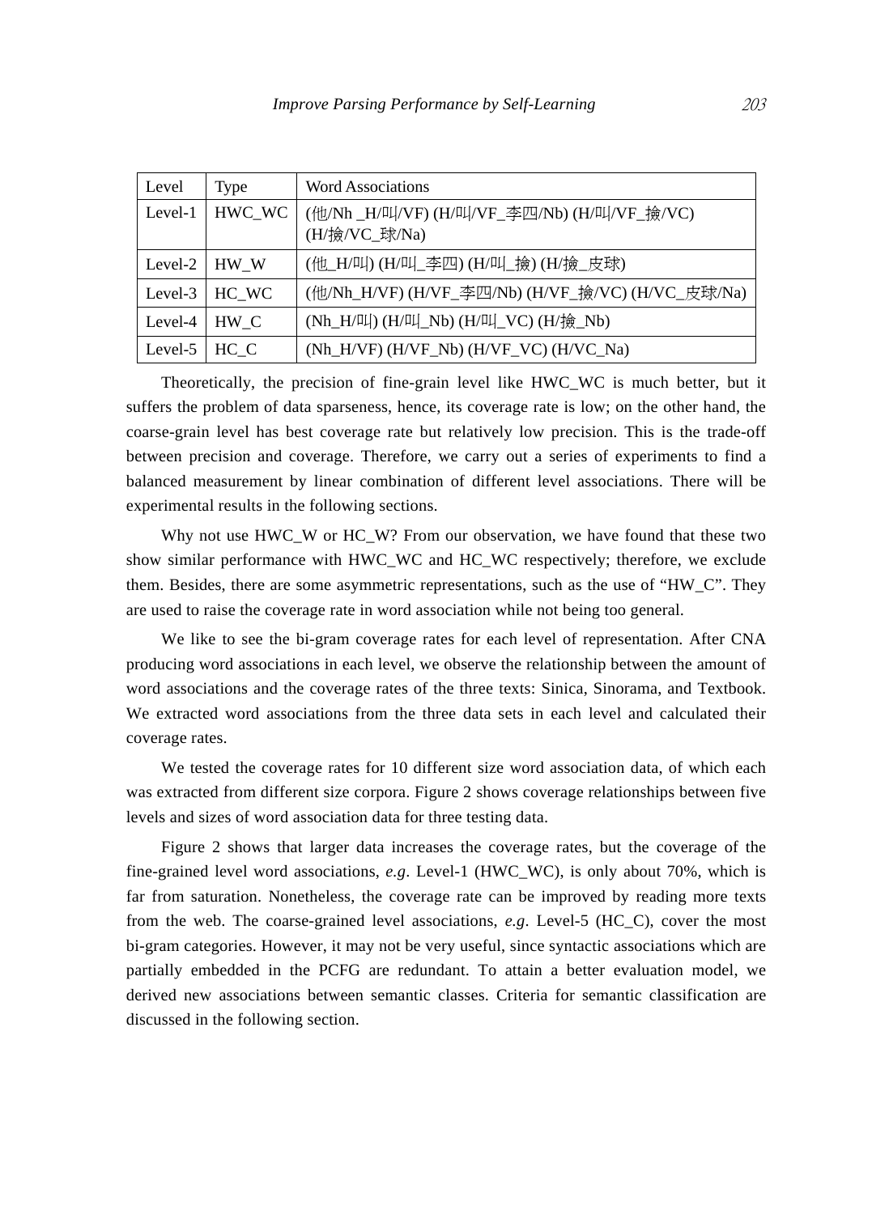| Level | Type | Word Associations |
| --- | --- | --- |
| Level-1 | HWC_WC | (他/Nh _H/叫/VF) (H/叫/VF_李四/Nb) (H/叫/VF_撿/VC) (H/撿/VC_球/Na) |
| Level-2 | HW_W | (他_H/叫) (H/叫_李四) (H/叫_撿) (H/撿_皮球) |
| Level-3 | HC_WC | (他/Nh_H/VF) (H/VF_李四/Nb) (H/VF_撿/VC) (H/VC_皮球/Na) |
| Level-4 | HW_C | (Nh_H/叫) (H/叫_Nb) (H/叫_VC) (H/撿_Nb) |
| Level-5 | HC_C | (Nh_H/VF) (H/VF_Nb) (H/VF_VC) (H/VC_Na) |

Theoretically, the precision of fine-grain level like HWC_WC is much better, but it suffers the problem of data sparseness, hence, its coverage rate is low; on the other hand, the coarse-grain level has best coverage rate but relatively low precision. This is the trade-off between precision and coverage. Therefore, we carry out a series of experiments to find a balanced measurement by linear combination of different level associations. There will be experimental results in the following sections.

Why not use HWC_W or HC_W? From our observation, we have found that these two show similar performance with HWC_WC and HC_WC respectively; therefore, we exclude them. Besides, there are some asymmetric representations, such as the use of "HW_C". They are used to raise the coverage rate in word association while not being too general.

We like to see the bi-gram coverage rates for each level of representation. After CNA producing word associations in each level, we observe the relationship between the amount of word associations and the coverage rates of the three texts: Sinica, Sinorama, and Textbook. We extracted word associations from the three data sets in each level and calculated their coverage rates.

We tested the coverage rates for 10 different size word association data, of which each was extracted from different size corpora. Figure 2 shows coverage relationships between five levels and sizes of word association data for three testing data.

Figure 2 shows that larger data increases the coverage rates, but the coverage of the fine-grained level word associations, *e.g*. Level-1 (HWC_WC), is only about 70%, which is far from saturation. Nonetheless, the coverage rate can be improved by reading more texts from the web. The coarse-grained level associations, *e.g*. Level-5 (HC_C), cover the most bi-gram categories. However, it may not be very useful, since syntactic associations which are partially embedded in the PCFG are redundant. To attain a better evaluation model, we derived new associations between semantic classes. Criteria for semantic classification are discussed in the following section.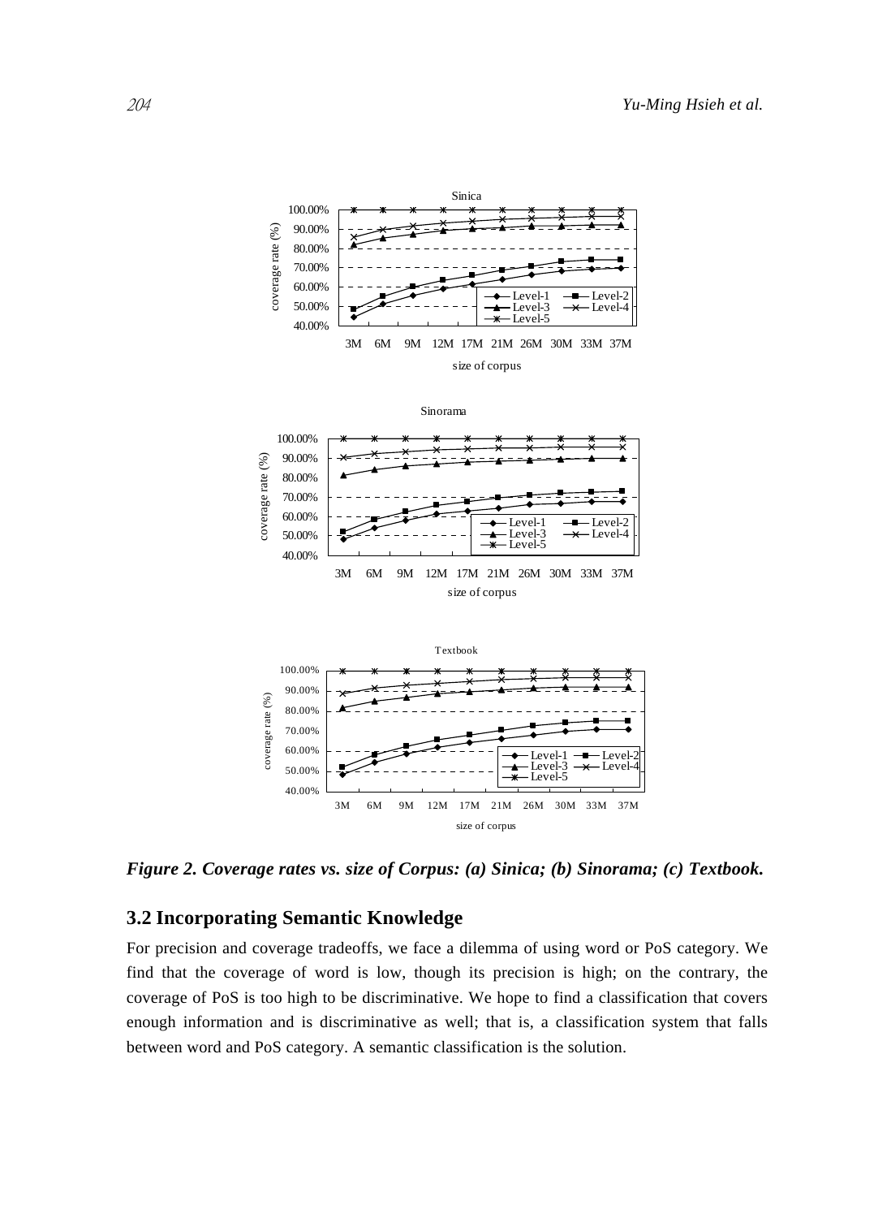*Figure 2. Coverage rates vs. size of Corpus: (a) Sinica; (b) Sinorama; (c) Textbook.*

## 3.2 Incorporating Semantic Knowledge

For precision and coverage tradeoffs, we face a dilemma of using word or PoS category. We find that the coverage of word is low, though its precision is high; on the contrary, the coverage of PoS is too high to be discriminative. We hope to find a classification that covers enough information and is discriminative as well; that is, a classification system that falls between word and PoS category. A semantic classification is the solution.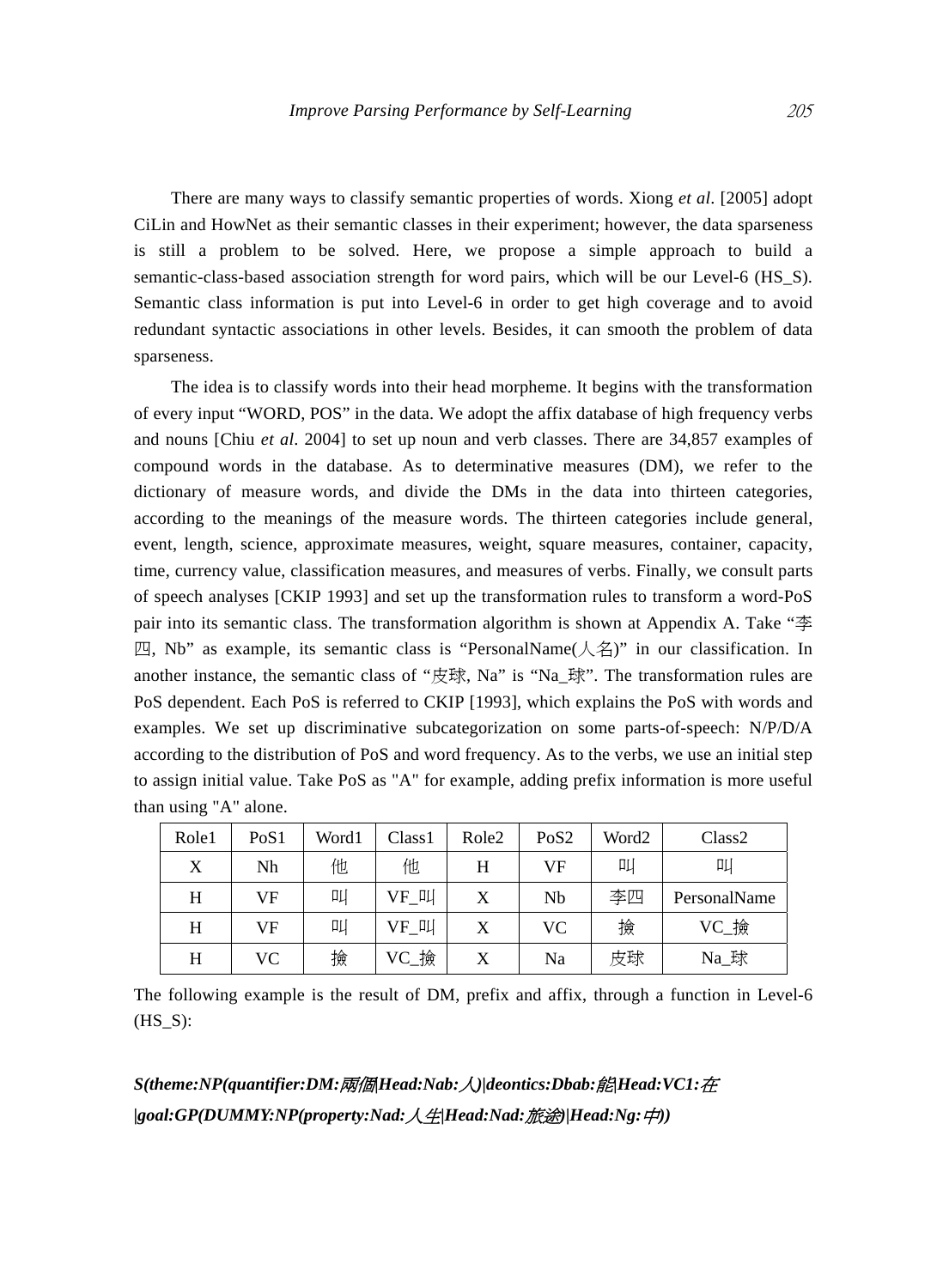There are many ways to classify semantic properties of words. Xiong *et al*. [2005] adopt CiLin and HowNet as their semantic classes in their experiment; however, the data sparseness is still a problem to be solved. Here, we propose a simple approach to build a semantic-class-based association strength for word pairs, which will be our Level-6 (HS_S). Semantic class information is put into Level-6 in order to get high coverage and to avoid redundant syntactic associations in other levels. Besides, it can smooth the problem of data sparseness.

The idea is to classify words into their head morpheme. It begins with the transformation of every input "WORD, POS" in the data. We adopt the affix database of high frequency verbs and nouns [Chiu *et al*. 2004] to set up noun and verb classes. There are 34,857 examples of compound words in the database. As to determinative measures (DM), we refer to the dictionary of measure words, and divide the DMs in the data into thirteen categories, according to the meanings of the measure words. The thirteen categories include general, event, length, science, approximate measures, weight, square measures, container, capacity, time, currency value, classification measures, and measures of verbs. Finally, we consult parts of speech analyses [CKIP 1993] and set up the transformation rules to transform a word-PoS pair into its semantic class. The transformation algorithm is shown at Appendix A. Take "李四, Nb" as example, its semantic class is "PersonalName(人名)" in our classification. In another instance, the semantic class of "皮球, Na" is "Na_球". The transformation rules are PoS dependent. Each PoS is referred to CKIP [1993], which explains the PoS with words and examples. We set up discriminative subcategorization on some parts-of-speech: N/P/D/A according to the distribution of PoS and word frequency. As to the verbs, we use an initial step to assign initial value. Take PoS as "A" for example, adding prefix information is more useful than using "A" alone.

| Role1 | PoS1 | Word1 | Class1 | Role2 | PoS2 | Word2 | Class2 |
|---|---|---|---|---|---|---|---|
| X | Nh | 他 | 他 | H | VF | 叫 | 叫 |
| H | VF | 叫 | VF_叫 | X | Nb | 李四 | PersonalName |
| H | VF | 叫 | VF_叫 | X | VC | 撿 | VC_撿 |
| H | VC | 撿 | VC_撿 | X | Na | 皮球 | Na_球 |

The following example is the result of DM, prefix and affix, through a function in Level-6 (HS_S):

***S(theme:NP(quantifier:DM:兩個|Head:Nab:人)|deontics:Dbab:能|Head:VC1:在 |goal:GP(DUMMY:NP(property:Nad:人生|Head:Nad:旅途)|Head:Ng:中))***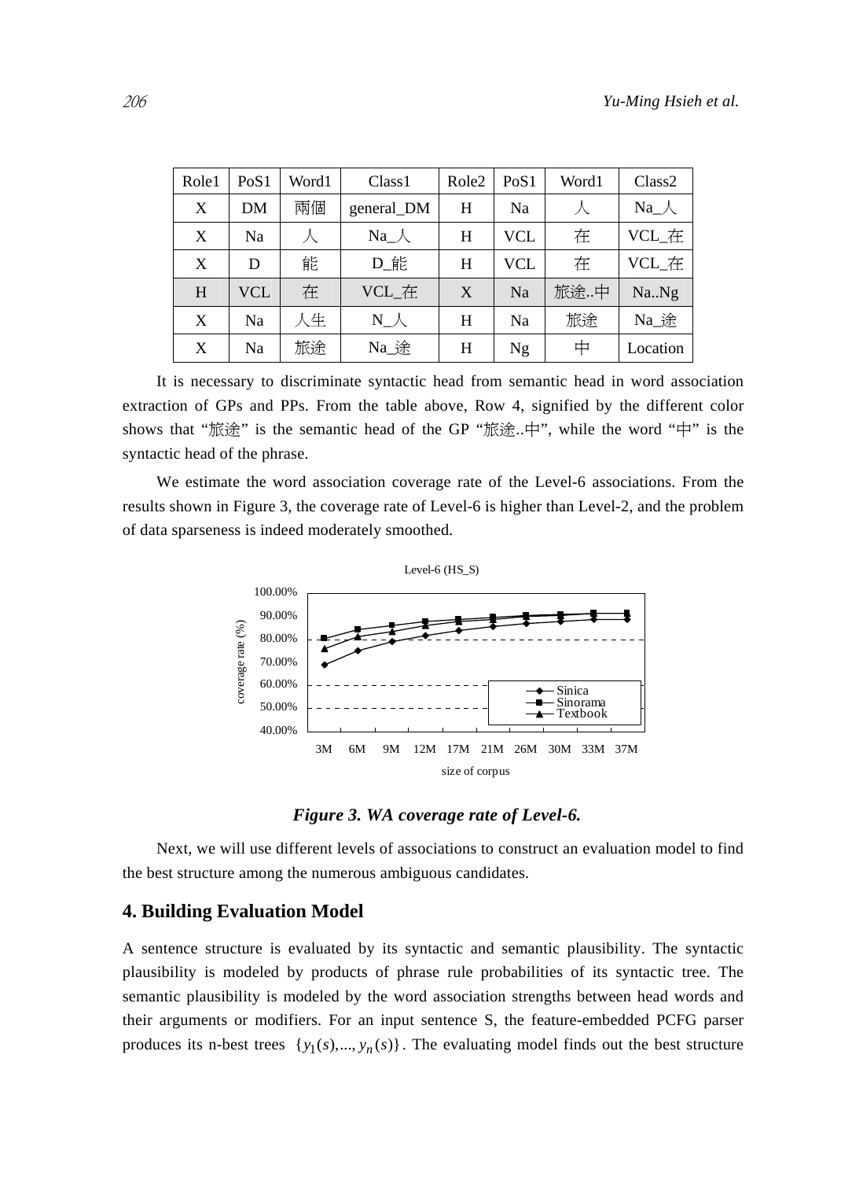| Role1 | PoS1 | Word1 | Class1 | Role2 | PoS1 | Word1 | Class2 |
|---|---|---|---|---|---|---|---|
| X | DM | 兩個 | general_DM | H | Na | 人 | Na_人 |
| X | Na | 人 | Na_人 | H | VCL | 在 | VCL_在 |
| X | D | 能 | D_能 | H | VCL | 在 | VCL_在 |
| H | VCL | 在 | VCL_在 | X | Na | 旅途..中 | Na..Ng |
| X | Na | 人生 | N_人 | H | Na | 旅途 | Na_途 |
| X | Na | 旅途 | Na_途 | H | Ng | 中 | Location |

It is necessary to discriminate syntactic head from semantic head in word association extraction of GPs and PPs. From the table above, Row 4, signified by the different color shows that "旅途" is the semantic head of the GP "旅途..中", while the word "中" is the syntactic head of the phrase.

We estimate the word association coverage rate of the Level-6 associations. From the results shown in Figure 3, the coverage rate of Level-6 is higher than Level-2, and the problem of data sparseness is indeed moderately smoothed.

*Figure 3. WA coverage rate of Level-6.*

Next, we will use different levels of associations to construct an evaluation model to find the best structure among the numerous ambiguous candidates.

## 4. Building Evaluation Model

A sentence structure is evaluated by its syntactic and semantic plausibility. The syntactic plausibility is modeled by products of phrase rule probabilities of its syntactic tree. The semantic plausibility is modeled by the word association strengths between head words and their arguments or modifiers. For an input sentence S, the feature-embedded PCFG parser produces its n-best trees $\{y_1(s),...,y_n(s)\}$. The evaluating model finds out the best structure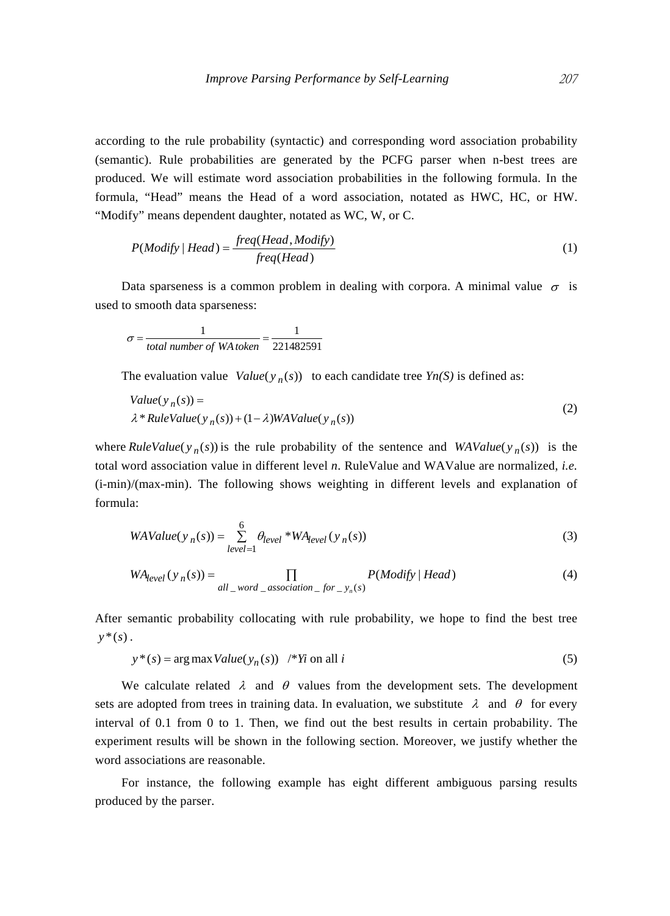according to the rule probability (syntactic) and corresponding word association probability (semantic). Rule probabilities are generated by the PCFG parser when n-best trees are produced. We will estimate word association probabilities in the following formula. In the formula, “Head” means the Head of a word association, notated as HWC, HC, or HW. “Modify” means dependent daughter, notated as WC, W, or C.

$$P(Modify \mid Head) = \frac{freq(Head, Modify)}{freq(Head)} \tag{1}$$

Data sparseness is a common problem in dealing with corpora. A minimal value $\sigma$ is used to smooth data sparseness:

$$\sigma = \frac{1}{total\ number\ of\ WA\ token} = \frac{1}{221482591}$$

The evaluation value $Value(y_n(s))$ to each candidate tree *Yn(S)* is defined as:

$$\begin{aligned} &Value(y_n(s)) = \\ &\lambda * RuleValue(y_n(s)) + (1-\lambda) WAValue(y_n(s)) \end{aligned} \tag{2}$$

where $RuleValue(y_n(s))$ is the rule probability of the sentence and $WAValue(y_n(s))$ is the total word association value in different level *n*. RuleValue and WAValue are normalized, *i.e.* (i-min)/(max-min). The following shows weighting in different levels and explanation of formula:

$$WAValue(y_n(s)) = \sum_{level=1}^{6} \theta_{level} * WA_{level}(y_n(s)) \tag{3}$$

$$WA_{level}(y_n(s)) = \prod_{all\_word\_association\_for\_y_n(s)} P(Modify \mid Head) \tag{4}$$

After semantic probability collocating with rule probability, we hope to find the best tree $y^*(s)$.

$$y^*(s) = \arg\max Value(y_n(s)) \quad /^* Yi \text{ on all } i \tag{5}$$

We calculate related $\lambda$ and $\theta$ values from the development sets. The development sets are adopted from trees in training data. In evaluation, we substitute $\lambda$ and $\theta$ for every interval of 0.1 from 0 to 1. Then, we find out the best results in certain probability. The experiment results will be shown in the following section. Moreover, we justify whether the word associations are reasonable.

For instance, the following example has eight different ambiguous parsing results produced by the parser.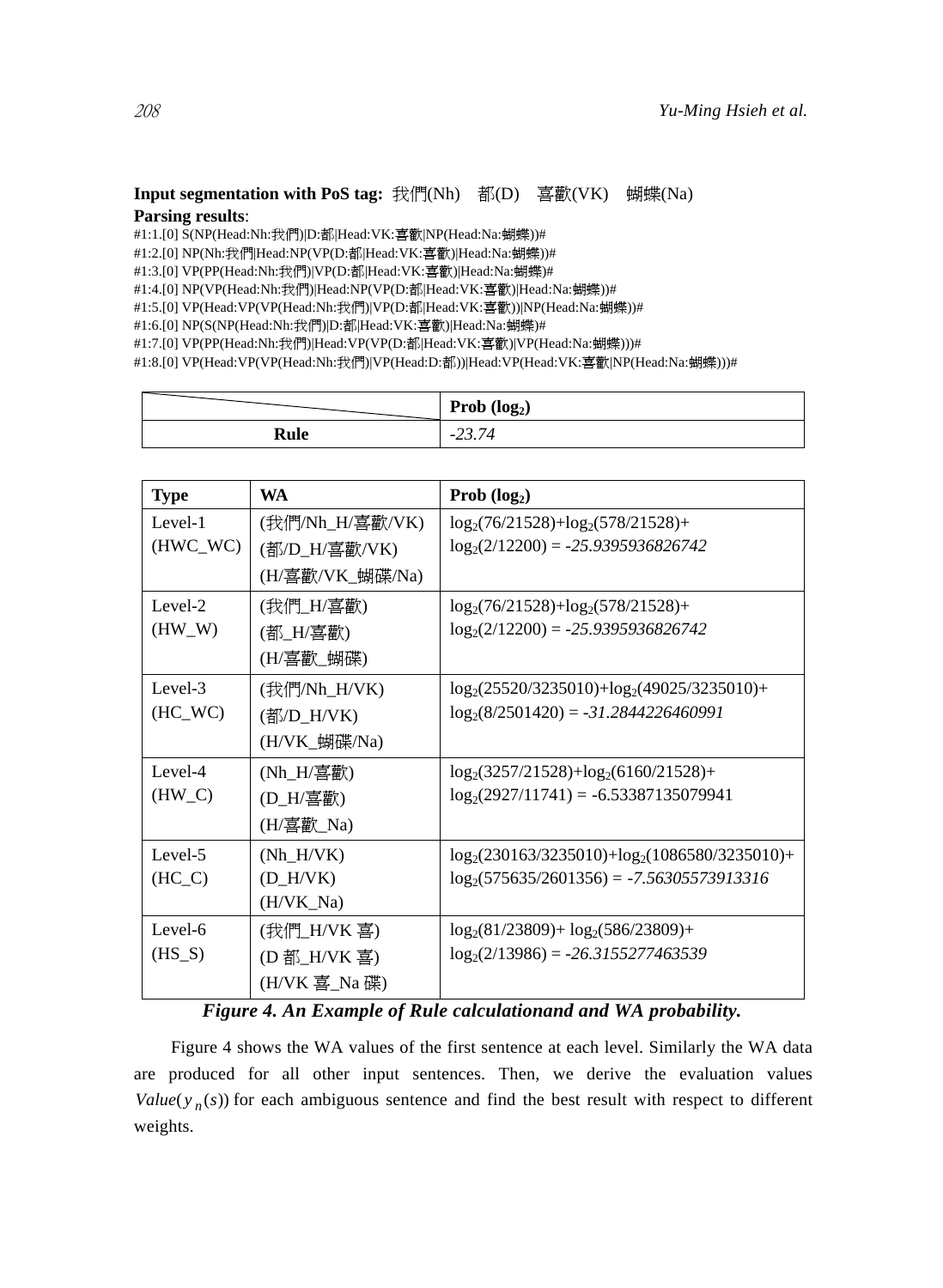**Input segmentation with PoS tag:** 我們(Nh) 都(D) 喜歡(VK) 蝴蝶(Na)

**Parsing results**:

#1:1.[0] S(NP(Head:Nh:我們)|D:都|Head:VK:喜歡|NP(Head:Na:蝴蝶))#
#1:2.[0] NP(Nh:我們|Head:NP(VP(D:都|Head:VK:喜歡)|Head:Na:蝴蝶))#
#1:3.[0] VP(PP(Head:Nh:我們)|VP(D:都|Head:VK:喜歡)|Head:Na:蝴蝶)#
#1:4.[0] NP(VP(Head:Nh:我們)|Head:NP(VP(D:都|Head:VK:喜歡)|Head:Na:蝴蝶))#
#1:5.[0] VP(Head:VP(VP(Head:Nh:我們)|VP(D:都|Head:VK:喜歡))|NP(Head:Na:蝴蝶))#
#1:6.[0] NP(S(NP(Head:Nh:我們)|D:都|Head:VK:喜歡)|Head:Na:蝴蝶)#
#1:7.[0] VP(PP(Head:Nh:我們)|Head:VP(VP(D:都|Head:VK:喜歡)|VP(Head:Na:蝴蝶)))#
#1:8.[0] VP(Head:VP(VP(Head:Nh:我們)|VP(Head:D:都))|Head:VP(Head:VK:喜歡|NP(Head:Na:蝴蝶)))#

| | **Prob ($\log_2$)** |
|---|---|
| **Rule** | *-23.74* |

| **Type** | **WA** | **Prob ($\log_2$)** |
|---|---|---|
| Level-1 (HWC_WC) | (我們/Nh_H/喜歡/VK) (都/D_H/喜歡/VK) (H/喜歡/VK_蝴碟/Na) | $\log_2(76/21528)+\log_2(578/21528)+\log_2(2/12200)$ = *-25.9395936826742* |
| Level-2 (HW_W) | (我們_H/喜歡) (都_H/喜歡) (H/喜歡_蝴碟) | $\log_2(76/21528)+\log_2(578/21528)+\log_2(2/12200)$ = *-25.9395936826742* |
| Level-3 (HC_WC) | (我們/Nh_H/VK) (都/D_H/VK) (H/VK_蝴碟/Na) | $\log_2(25520/3235010)+\log_2(49025/3235010)+\log_2(8/2501420)$ = *-31.2844226460991* |
| Level-4 (HW_C) | (Nh_H/喜歡) (D_H/喜歡) (H/喜歡_Na) | $\log_2(3257/21528)+\log_2(6160/21528)+\log_2(2927/11741)$ = -6.53387135079941 |
| Level-5 (HC_C) | (Nh_H/VK) (D_H/VK) (H/VK_Na) | $\log_2(230163/3235010)+\log_2(1086580/3235010)+\log_2(575635/2601356)$ = *-7.56305573913316* |
| Level-6 (HS_S) | (我們_H/VK 喜) (D 都_H/VK 喜) (H/VK 喜_Na 碟) | $\log_2(81/23809)+\log_2(586/23809)+\log_2(2/13986)$ = *-26.3155277463539* |

***Figure 4. An Example of Rule calculationand and WA probability.***

Figure 4 shows the WA values of the first sentence at each level. Similarly the WA data are produced for all other input sentences. Then, we derive the evaluation values $Value(y_n(s))$ for each ambiguous sentence and find the best result with respect to different weights.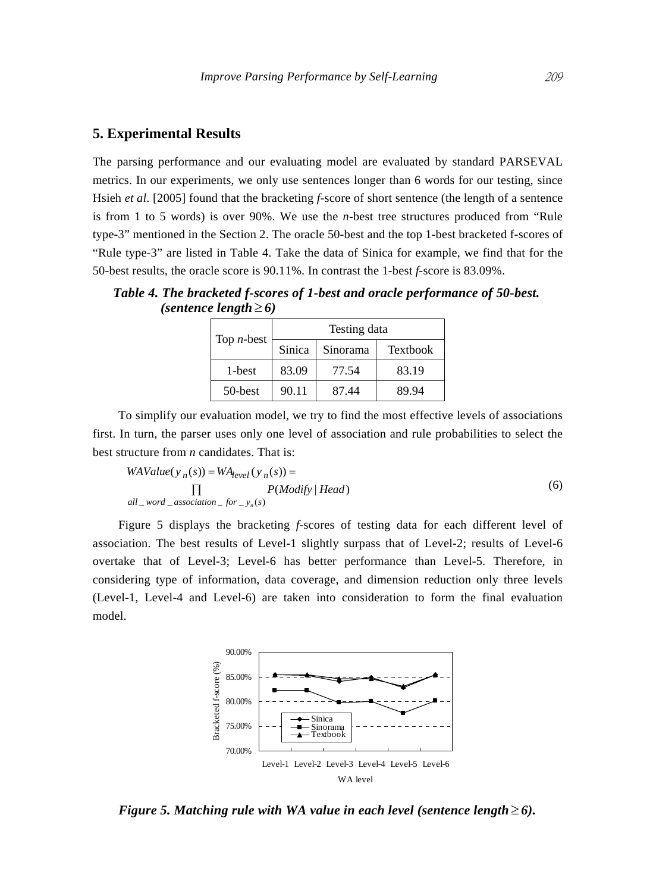## 5. Experimental Results

The parsing performance and our evaluating model are evaluated by standard PARSEVAL metrics. In our experiments, we only use sentences longer than 6 words for our testing, since Hsieh *et al*. [2005] found that the bracketing *f*-score of short sentence (the length of a sentence is from 1 to 5 words) is over 90%. We use the *n*-best tree structures produced from "Rule type-3" mentioned in the Section 2. The oracle 50-best and the top 1-best bracketed f-scores of "Rule type-3" are listed in Table 4. Take the data of Sinica for example, we find that for the 50-best results, the oracle score is 90.11%. In contrast the 1-best *f*-score is 83.09%.

***Table 4. The bracketed f-scores of 1-best and oracle performance of 50-best. (sentence length ≥ 6)***

| Top *n*-best | Testing data | | |
|---|---|---|---|
| | Sinica | Sinorama | Textbook |
| 1-best | 83.09 | 77.54 | 83.19 |
| 50-best | 90.11 | 87.44 | 89.94 |

To simplify our evaluation model, we try to find the most effective levels of associations first. In turn, the parser uses only one level of association and rule probabilities to select the best structure from *n* candidates. That is:

$$WAValue(y_n(s)) = WA_{level}(y_n(s)) = \prod_{all\_word\_association\_for\_y_n(s)} P(Modify \mid Head) \tag{6}$$

Figure 5 displays the bracketing *f*-scores of testing data for each different level of association. The best results of Level-1 slightly surpass that of Level-2; results of Level-6 overtake that of Level-3; Level-6 has better performance than Level-5. Therefore, in considering type of information, data coverage, and dimension reduction only three levels (Level-1, Level-4 and Level-6) are taken into consideration to form the final evaluation model.

***Figure 5. Matching rule with WA value in each level (sentence length ≥ 6).***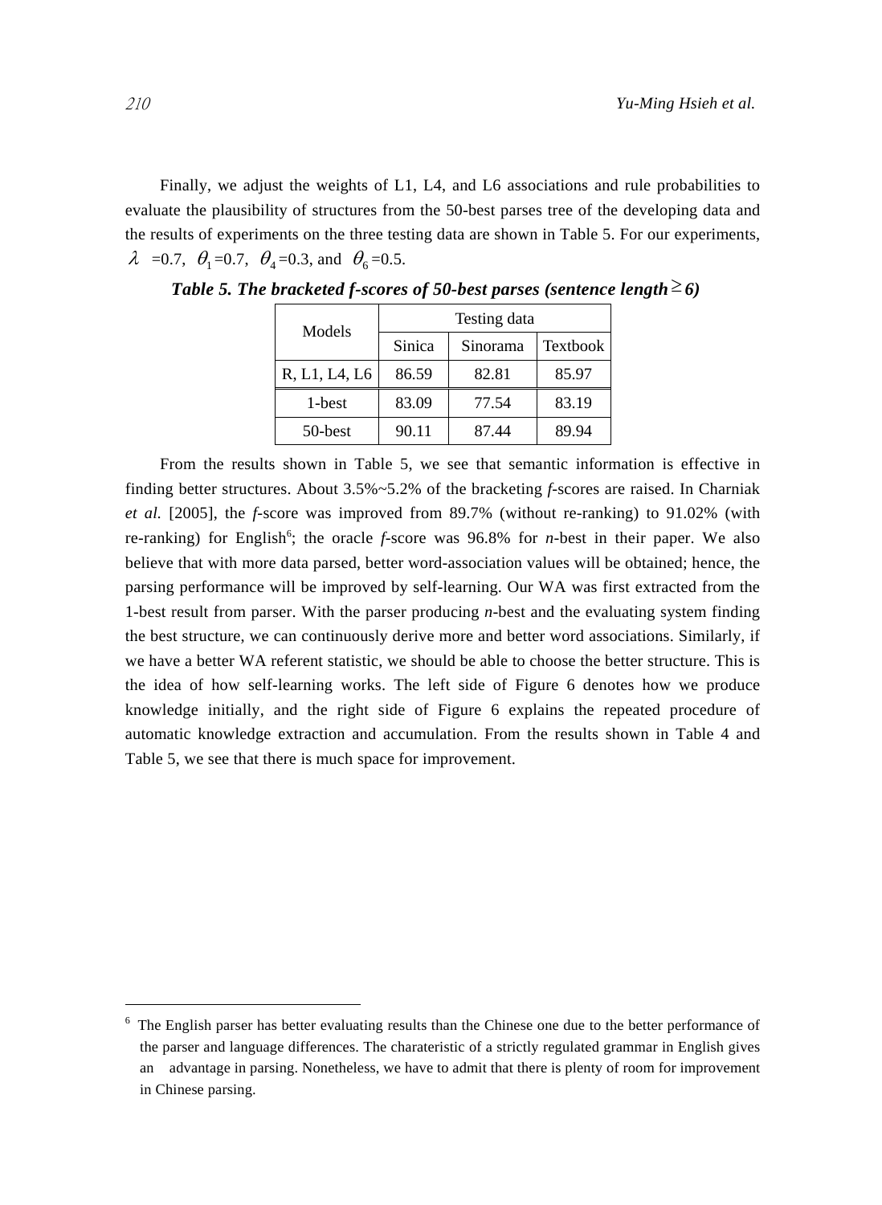Finally, we adjust the weights of L1, L4, and L6 associations and rule probabilities to evaluate the plausibility of structures from the 50-best parses tree of the developing data and the results of experiments on the three testing data are shown in Table 5. For our experiments, $\lambda$ =0.7, $\theta_1$=0.7, $\theta_4$=0.3, and $\theta_6$=0.5.

***Table 5. The bracketed f-scores of 50-best parses (sentence length≥6)***

| Models | Testing data | | |
|---|---|---|---|
| | Sinica | Sinorama | Textbook |
| R, L1, L4, L6 | 86.59 | 82.81 | 85.97 |
| 1-best | 83.09 | 77.54 | 83.19 |
| 50-best | 90.11 | 87.44 | 89.94 |

From the results shown in Table 5, we see that semantic information is effective in finding better structures. About 3.5%~5.2% of the bracketing *f*-scores are raised. In Charniak *et al.* [2005], the *f*-score was improved from 89.7% (without re-ranking) to 91.02% (with re-ranking) for English[6]; the oracle *f*-score was 96.8% for *n*-best in their paper. We also believe that with more data parsed, better word-association values will be obtained; hence, the parsing performance will be improved by self-learning. Our WA was first extracted from the 1-best result from parser. With the parser producing *n*-best and the evaluating system finding the best structure, we can continuously derive more and better word associations. Similarly, if we have a better WA referent statistic, we should be able to choose the better structure. This is the idea of how self-learning works. The left side of Figure 6 denotes how we produce knowledge initially, and the right side of Figure 6 explains the repeated procedure of automatic knowledge extraction and accumulation. From the results shown in Table 4 and Table 5, we see that there is much space for improvement.

---

[6] The English parser has better evaluating results than the Chinese one due to the better performance of the parser and language differences. The charateristic of a strictly regulated grammar in English gives an advantage in parsing. Nonetheless, we have to admit that there is plenty of room for improvement in Chinese parsing.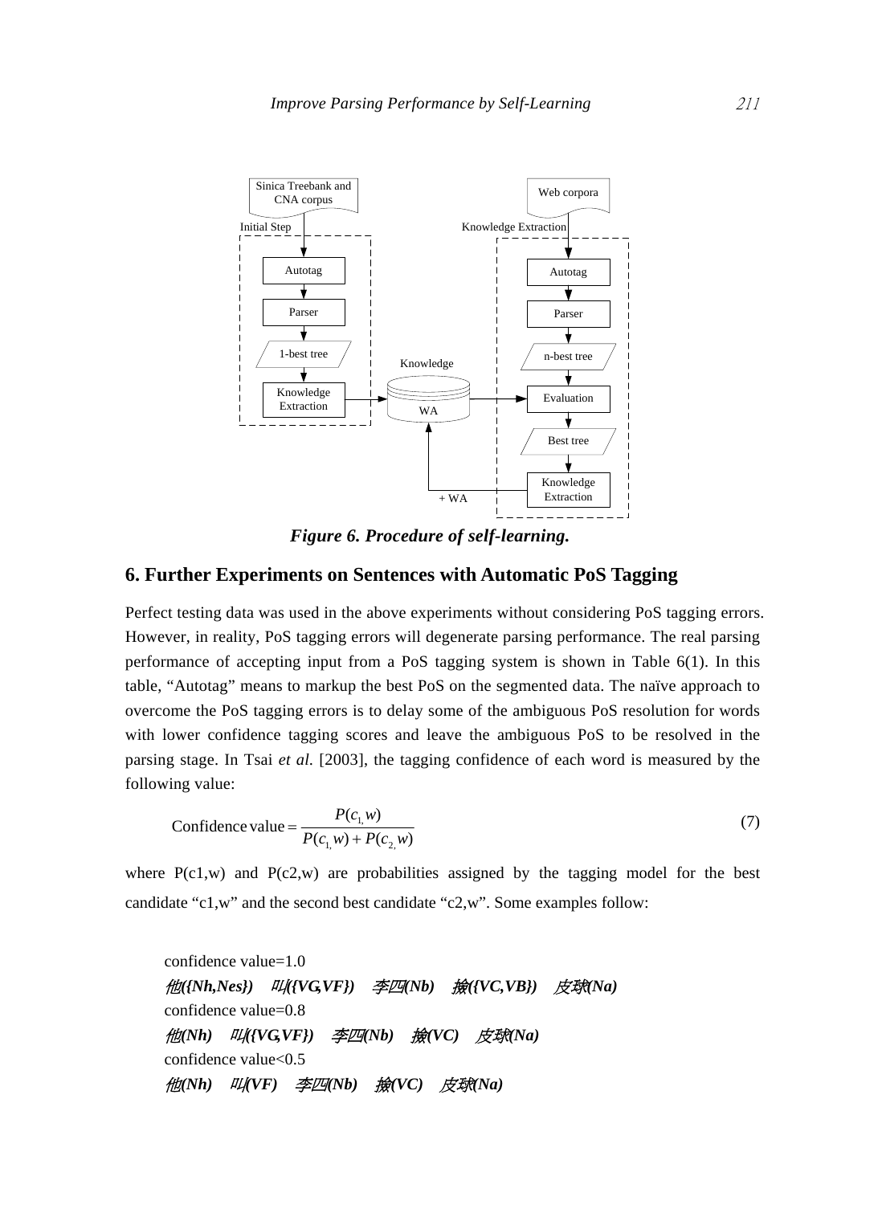Figure 6. Procedure of self-learning.

## 6. Further Experiments on Sentences with Automatic PoS Tagging

Perfect testing data was used in the above experiments without considering PoS tagging errors. However, in reality, PoS tagging errors will degenerate parsing performance. The real parsing performance of accepting input from a PoS tagging system is shown in Table 6(1). In this table, “Autotag” means to markup the best PoS on the segmented data. The naïve approach to overcome the PoS tagging errors is to delay some of the ambiguous PoS resolution for words with lower confidence tagging scores and leave the ambiguous PoS to be resolved in the parsing stage. In Tsai *et al*. [2003], the tagging confidence of each word is measured by the following value:

$$\text{Confidence value} = \frac{P(c_{1,}w)}{P(c_{1,}w) + P(c_{2,}w)} \tag{7}$$

where P(c1,w) and P(c2,w) are probabilities assigned by the tagging model for the best candidate “c1,w” and the second best candidate “c2,w”. Some examples follow:

confidence value=1.0
***他({Nh,Nes}) 叫({VG,VF}) 李四(Nb) 撿({VC,VB}) 皮球(Na)***
confidence value=0.8
***他(Nh) 叫({VG,VF}) 李四(Nb) 撿(VC) 皮球(Na)***
confidence value<0.5
***他(Nh) 叫(VF) 李四(Nb) 撿(VC) 皮球(Na)***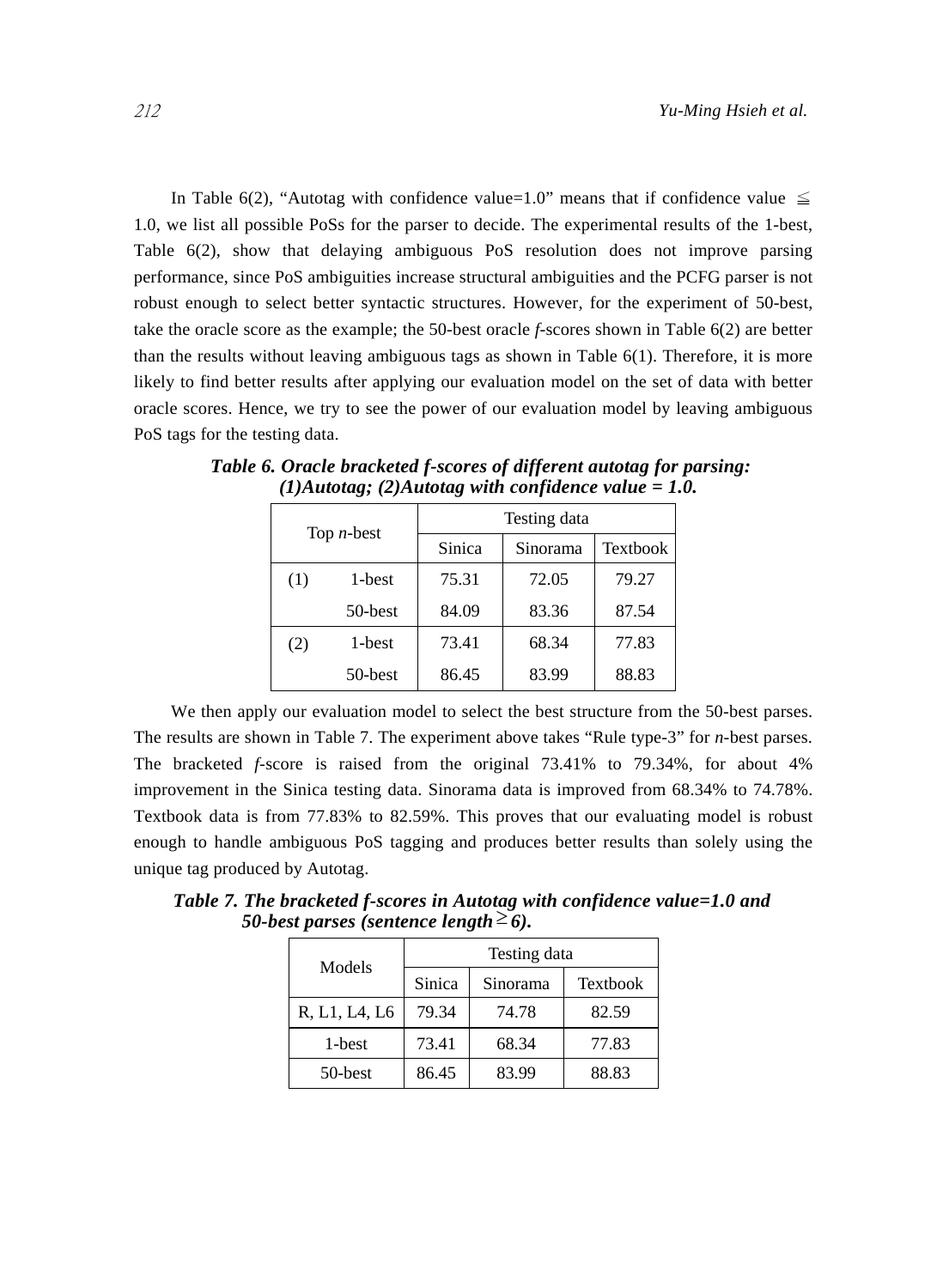In Table 6(2), "Autotag with confidence value=1.0" means that if confidence value ≦ 1.0, we list all possible PoSs for the parser to decide. The experimental results of the 1-best, Table 6(2), show that delaying ambiguous PoS resolution does not improve parsing performance, since PoS ambiguities increase structural ambiguities and the PCFG parser is not robust enough to select better syntactic structures. However, for the experiment of 50-best, take the oracle score as the example; the 50-best oracle *f*-scores shown in Table 6(2) are better than the results without leaving ambiguous tags as shown in Table 6(1). Therefore, it is more likely to find better results after applying our evaluation model on the set of data with better oracle scores. Hence, we try to see the power of our evaluation model by leaving ambiguous PoS tags for the testing data.

***Table 6. Oracle bracketed f-scores of different autotag for parsing: (1)Autotag; (2)Autotag with confidence value = 1.0.***

| Top *n*-best | | Testing data | | |
|---|---|---|---|---|
| | | Sinica | Sinorama | Textbook |
| (1) | 1-best | 75.31 | 72.05 | 79.27 |
| | 50-best | 84.09 | 83.36 | 87.54 |
| (2) | 1-best | 73.41 | 68.34 | 77.83 |
| | 50-best | 86.45 | 83.99 | 88.83 |

We then apply our evaluation model to select the best structure from the 50-best parses. The results are shown in Table 7. The experiment above takes "Rule type-3" for *n*-best parses. The bracketed *f*-score is raised from the original 73.41% to 79.34%, for about 4% improvement in the Sinica testing data. Sinorama data is improved from 68.34% to 74.78%. Textbook data is from 77.83% to 82.59%. This proves that our evaluating model is robust enough to handle ambiguous PoS tagging and produces better results than solely using the unique tag produced by Autotag.

***Table 7. The bracketed f-scores in Autotag with confidence value=1.0 and 50-best parses (sentence length≥6).***

| Models | Testing data | | |
|---|---|---|---|
| | Sinica | Sinorama | Textbook |
| R, L1, L4, L6 | 79.34 | 74.78 | 82.59 |
| 1-best | 73.41 | 68.34 | 77.83 |
| 50-best | 86.45 | 83.99 | 88.83 |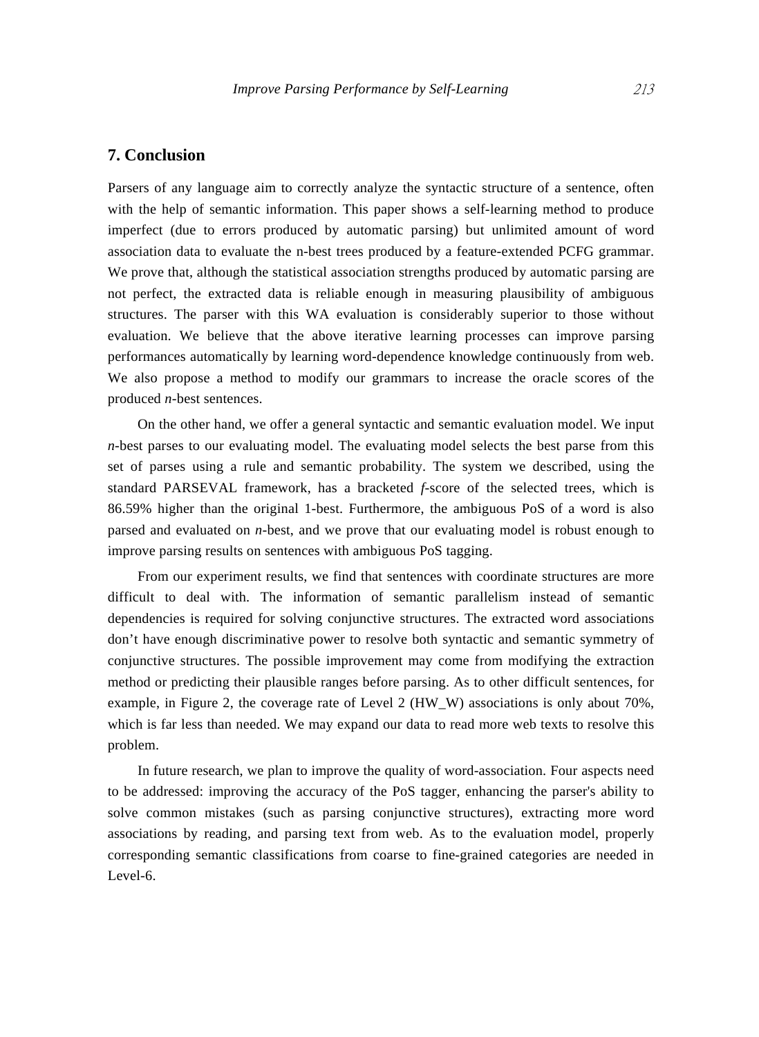## 7. Conclusion

Parsers of any language aim to correctly analyze the syntactic structure of a sentence, often with the help of semantic information. This paper shows a self-learning method to produce imperfect (due to errors produced by automatic parsing) but unlimited amount of word association data to evaluate the n-best trees produced by a feature-extended PCFG grammar. We prove that, although the statistical association strengths produced by automatic parsing are not perfect, the extracted data is reliable enough in measuring plausibility of ambiguous structures. The parser with this WA evaluation is considerably superior to those without evaluation. We believe that the above iterative learning processes can improve parsing performances automatically by learning word-dependence knowledge continuously from web. We also propose a method to modify our grammars to increase the oracle scores of the produced *n*-best sentences.

On the other hand, we offer a general syntactic and semantic evaluation model. We input *n*-best parses to our evaluating model. The evaluating model selects the best parse from this set of parses using a rule and semantic probability. The system we described, using the standard PARSEVAL framework, has a bracketed *f*-score of the selected trees, which is 86.59% higher than the original 1-best. Furthermore, the ambiguous PoS of a word is also parsed and evaluated on *n*-best, and we prove that our evaluating model is robust enough to improve parsing results on sentences with ambiguous PoS tagging.

From our experiment results, we find that sentences with coordinate structures are more difficult to deal with. The information of semantic parallelism instead of semantic dependencies is required for solving conjunctive structures. The extracted word associations don't have enough discriminative power to resolve both syntactic and semantic symmetry of conjunctive structures. The possible improvement may come from modifying the extraction method or predicting their plausible ranges before parsing. As to other difficult sentences, for example, in Figure 2, the coverage rate of Level 2 (HW_W) associations is only about 70%, which is far less than needed. We may expand our data to read more web texts to resolve this problem.

In future research, we plan to improve the quality of word-association. Four aspects need to be addressed: improving the accuracy of the PoS tagger, enhancing the parser's ability to solve common mistakes (such as parsing conjunctive structures), extracting more word associations by reading, and parsing text from web. As to the evaluation model, properly corresponding semantic classifications from coarse to fine-grained categories are needed in Level-6.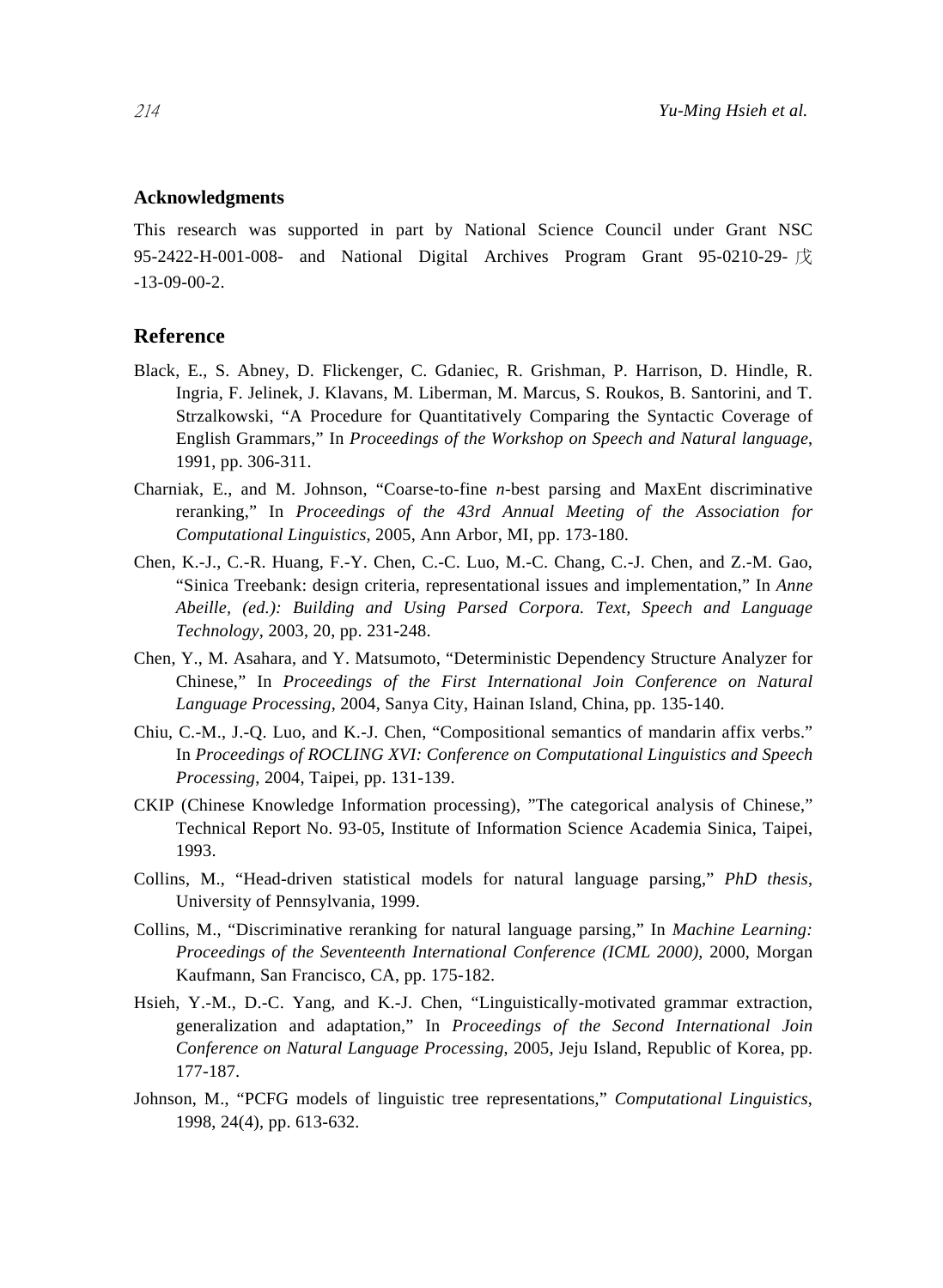## Acknowledgments

This research was supported in part by National Science Council under Grant NSC 95-2422-H-001-008- and National Digital Archives Program Grant 95-0210-29-戊-13-09-00-2.

## Reference

Black, E., S. Abney, D. Flickenger, C. Gdaniec, R. Grishman, P. Harrison, D. Hindle, R. Ingria, F. Jelinek, J. Klavans, M. Liberman, M. Marcus, S. Roukos, B. Santorini, and T. Strzalkowski, "A Procedure for Quantitatively Comparing the Syntactic Coverage of English Grammars," In *Proceedings of the Workshop on Speech and Natural language*, 1991, pp. 306-311.

Charniak, E., and M. Johnson, "Coarse-to-fine *n*-best parsing and MaxEnt discriminative reranking," In *Proceedings of the 43rd Annual Meeting of the Association for Computational Linguistics*, 2005, Ann Arbor, MI, pp. 173-180.

Chen, K.-J., C.-R. Huang, F.-Y. Chen, C.-C. Luo, M.-C. Chang, C.-J. Chen, and Z.-M. Gao, "Sinica Treebank: design criteria, representational issues and implementation," In *Anne Abeille, (ed.): Building and Using Parsed Corpora. Text, Speech and Language Technology*, 2003, 20, pp. 231-248.

Chen, Y., M. Asahara, and Y. Matsumoto, "Deterministic Dependency Structure Analyzer for Chinese," In *Proceedings of the First International Join Conference on Natural Language Processing*, 2004, Sanya City, Hainan Island, China, pp. 135-140.

Chiu, C.-M., J.-Q. Luo, and K.-J. Chen, "Compositional semantics of mandarin affix verbs." In *Proceedings of ROCLING XVI: Conference on Computational Linguistics and Speech Processing*, 2004, Taipei, pp. 131-139.

CKIP (Chinese Knowledge Information processing), "The categorical analysis of Chinese," Technical Report No. 93-05, Institute of Information Science Academia Sinica, Taipei, 1993.

Collins, M., "Head-driven statistical models for natural language parsing," *PhD thesis*, University of Pennsylvania, 1999.

Collins, M., "Discriminative reranking for natural language parsing," In *Machine Learning: Proceedings of the Seventeenth International Conference (ICML 2000)*, 2000, Morgan Kaufmann, San Francisco, CA, pp. 175-182.

Hsieh, Y.-M., D.-C. Yang, and K.-J. Chen, "Linguistically-motivated grammar extraction, generalization and adaptation," In *Proceedings of the Second International Join Conference on Natural Language Processing*, 2005, Jeju Island, Republic of Korea, pp. 177-187.

Johnson, M., "PCFG models of linguistic tree representations," *Computational Linguistics*, 1998, 24(4), pp. 613-632.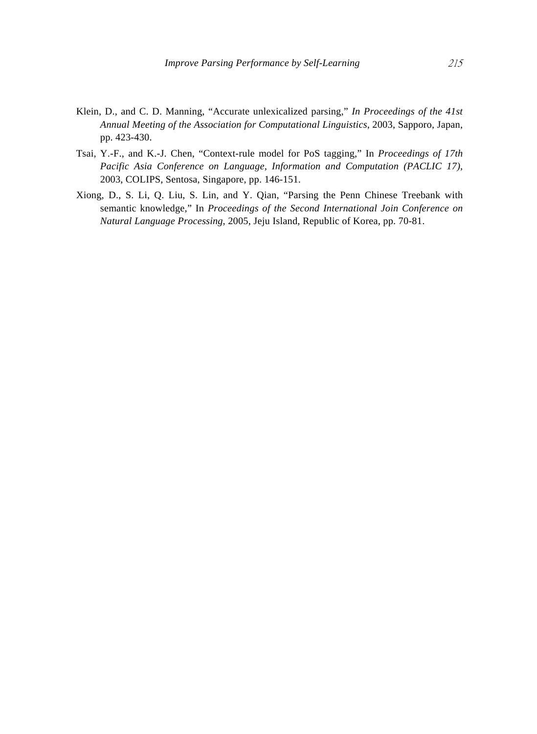Klein, D., and C. D. Manning, "Accurate unlexicalized parsing," *In Proceedings of the 41st Annual Meeting of the Association for Computational Linguistics*, 2003, Sapporo, Japan, pp. 423-430.

Tsai, Y.-F., and K.-J. Chen, "Context-rule model for PoS tagging," In *Proceedings of 17th Pacific Asia Conference on Language, Information and Computation (PACLIC 17)*, 2003, COLIPS, Sentosa, Singapore, pp. 146-151.

Xiong, D., S. Li, Q. Liu, S. Lin, and Y. Qian, "Parsing the Penn Chinese Treebank with semantic knowledge," In *Proceedings of the Second International Join Conference on Natural Language Processing*, 2005, Jeju Island, Republic of Korea, pp. 70-81.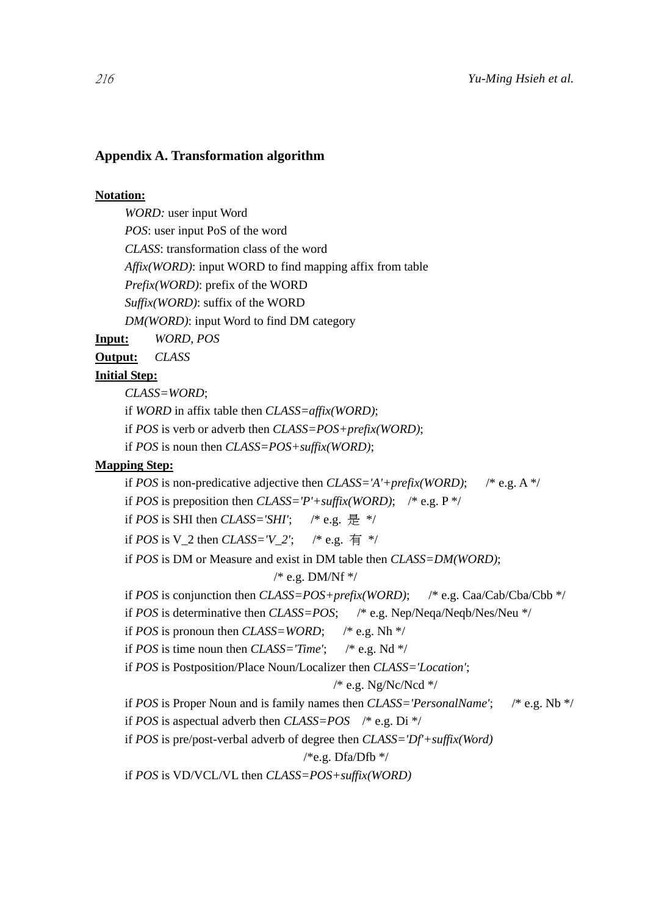## Appendix A. Transformation algorithm

**Notation:**

*WORD:* user input Word
*POS*: user input PoS of the word
*CLASS*: transformation class of the word
*Affix(WORD)*: input WORD to find mapping affix from table
*Prefix(WORD)*: prefix of the WORD
*Suffix(WORD)*: suffix of the WORD
*DM(WORD)*: input Word to find DM category

**Input:** *WORD, POS*

**Output:** *CLASS*

**Initial Step:**

*CLASS=WORD*;
if *WORD* in affix table then *CLASS=affix(WORD)*;
if *POS* is verb or adverb then *CLASS=POS+prefix(WORD)*;
if *POS* is noun then *CLASS=POS+suffix(WORD)*;

**Mapping Step:**

if *POS* is non-predicative adjective then *CLASS='A'+prefix(WORD)*; /* e.g. A */
if *POS* is preposition then *CLASS='P'+suffix(WORD)*; /* e.g. P */
if *POS* is SHI then *CLASS='SHI'*; /* e.g. 是 */
if *POS* is V_2 then *CLASS='V_2'*; /* e.g. 有 */
if *POS* is DM or Measure and exist in DM table then *CLASS=DM(WORD)*;
/* e.g. DM/Nf */
if *POS* is conjunction then *CLASS=POS+prefix(WORD)*; /* e.g. Caa/Cab/Cba/Cbb */
if *POS* is determinative then *CLASS=POS*; /* e.g. Nep/Neqa/Neqb/Nes/Neu */
if *POS* is pronoun then *CLASS=WORD*; /* e.g. Nh */
if *POS* is time noun then *CLASS='Time'*; /* e.g. Nd */
if *POS* is Postposition/Place Noun/Localizer then *CLASS='Location'*;
/* e.g. Ng/Nc/Ncd */
if *POS* is Proper Noun and is family names then *CLASS='PersonalName'*; /* e.g. Nb */
if *POS* is aspectual adverb then *CLASS=POS* /* e.g. Di */
if *POS* is pre/post-verbal adverb of degree then *CLASS='Df'+suffix(Word)*
/*e.g. Dfa/Dfb */
if *POS* is VD/VCL/VL then *CLASS=POS+suffix(WORD)*